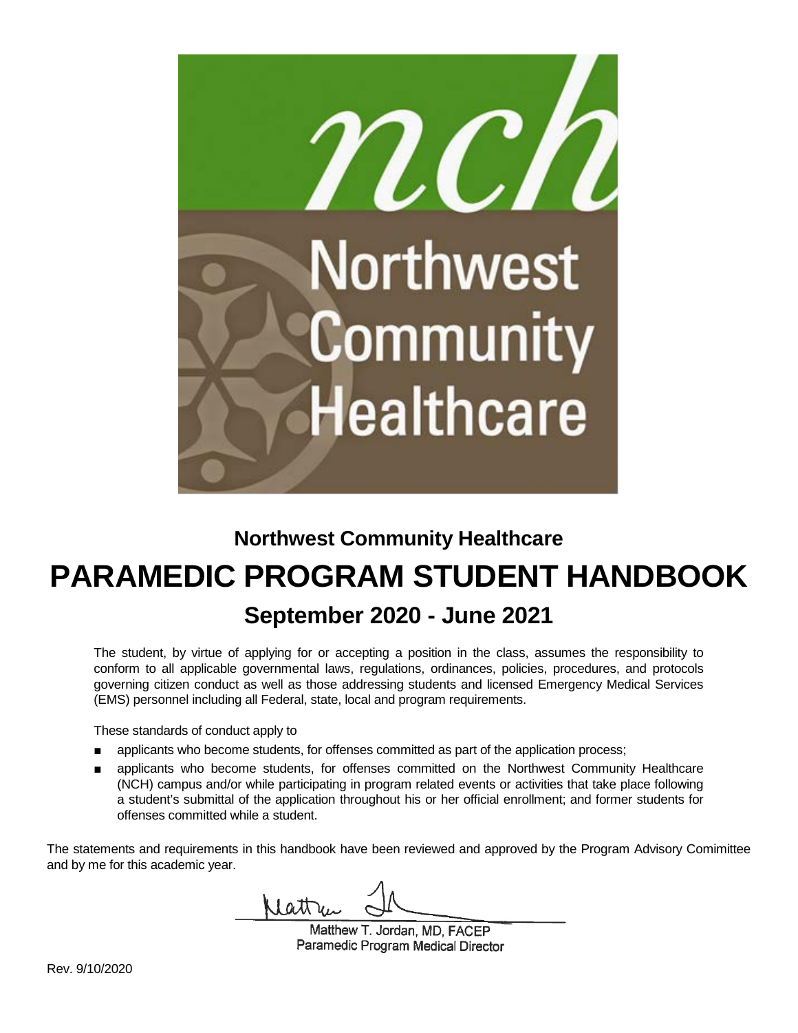nch
Northwest
Community
Healthcare

**Northwest Community Healthcare**

# PARAMEDIC PROGRAM STUDENT HANDBOOK

## September 2020 - June 2021

The student, by virtue of applying for or accepting a position in the class, assumes the responsibility to conform to all applicable governmental laws, regulations, ordinances, policies, procedures, and protocols governing citizen conduct as well as those addressing students and licensed Emergency Medical Services (EMS) personnel including all Federal, state, local and program requirements.

These standards of conduct apply to

- applicants who become students, for offenses committed as part of the application process;
- applicants who become students, for offenses committed on the Northwest Community Healthcare (NCH) campus and/or while participating in program related events or activities that take place following a student's submittal of the application throughout his or her official enrollment; and former students for offenses committed while a student.

The statements and requirements in this handbook have been reviewed and approved by the Program Advisory Comimittee and by me for this academic year.

Matthew T. Jordan, MD, FACEP
Paramedic Program Medical Director

Rev. 9/10/2020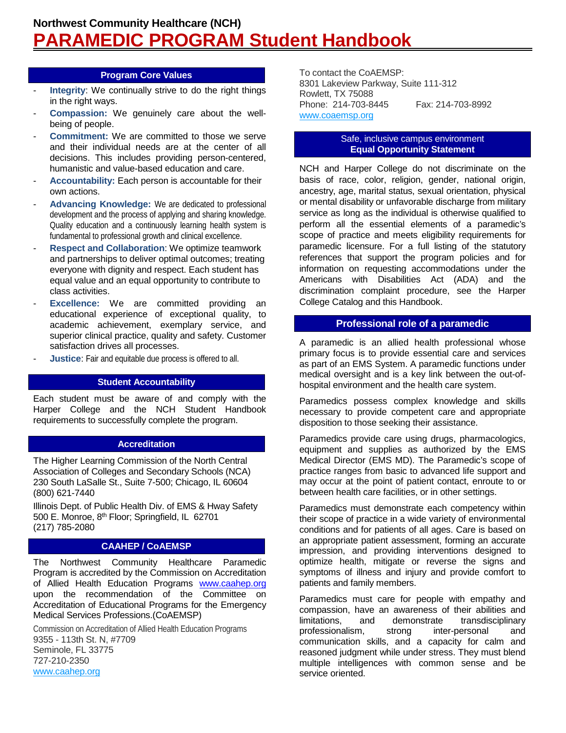# Northwest Community Healthcare (NCH)
# PARAMEDIC PROGRAM Student Handbook

## Program Core Values

- **Integrity**: We continually strive to do the right things in the right ways.
- **Compassion:** We genuinely care about the well-being of people.
- **Commitment:** We are committed to those we serve and their individual needs are at the center of all decisions. This includes providing person-centered, humanistic and value-based education and care.
- **Accountability:** Each person is accountable for their own actions.
- **Advancing Knowledge:** We are dedicated to professional development and the process of applying and sharing knowledge. Quality education and a continuously learning health system is fundamental to professional growth and clinical excellence.
- **Respect and Collaboration**: We optimize teamwork and partnerships to deliver optimal outcomes; treating everyone with dignity and respect. Each student has equal value and an equal opportunity to contribute to class activities.
- **Excellence:** We are committed providing an educational experience of exceptional quality, to academic achievement, exemplary service, and superior clinical practice, quality and safety. Customer satisfaction drives all processes.
- **Justice**: Fair and equitable due process is offered to all.

## Student Accountability

Each student must be aware of and comply with the Harper College and the NCH Student Handbook requirements to successfully complete the program.

## Accreditation

The Higher Learning Commission of the North Central Association of Colleges and Secondary Schools (NCA)
230 South LaSalle St., Suite 7-500; Chicago, IL 60604
(800) 621-7440

Illinois Dept. of Public Health Div. of EMS & Hway Safety
500 E. Monroe, 8th Floor; Springfield, IL 62701
(217) 785-2080

## CAAHEP / CoAEMSP

The Northwest Community Healthcare Paramedic Program is accredited by the Commission on Accreditation of Allied Health Education Programs www.caahep.org upon the recommendation of the Committee on Accreditation of Educational Programs for the Emergency Medical Services Professions.(CoAEMSP)

Commission on Accreditation of Allied Health Education Programs
9355 - 113th St. N, #7709
Seminole, FL 33775
727-210-2350
www.caahep.org

To contact the CoAEMSP:
8301 Lakeview Parkway, Suite 111-312
Rowlett, TX 75088
Phone: 214-703-8445 Fax: 214-703-8992
www.coaemsp.org

## Safe, inclusive campus environment
## Equal Opportunity Statement

NCH and Harper College do not discriminate on the basis of race, color, religion, gender, national origin, ancestry, age, marital status, sexual orientation, physical or mental disability or unfavorable discharge from military service as long as the individual is otherwise qualified to perform all the essential elements of a paramedic's scope of practice and meets eligibility requirements for paramedic licensure. For a full listing of the statutory references that support the program policies and for information on requesting accommodations under the Americans with Disabilities Act (ADA) and the discrimination complaint procedure, see the Harper College Catalog and this Handbook.

## Professional role of a paramedic

A paramedic is an allied health professional whose primary focus is to provide essential care and services as part of an EMS System. A paramedic functions under medical oversight and is a key link between the out-of-hospital environment and the health care system.

Paramedics possess complex knowledge and skills necessary to provide competent care and appropriate disposition to those seeking their assistance.

Paramedics provide care using drugs, pharmacologics, equipment and supplies as authorized by the EMS Medical Director (EMS MD). The Paramedic's scope of practice ranges from basic to advanced life support and may occur at the point of patient contact, enroute to or between health care facilities, or in other settings.

Paramedics must demonstrate each competency within their scope of practice in a wide variety of environmental conditions and for patients of all ages. Care is based on an appropriate patient assessment, forming an accurate impression, and providing interventions designed to optimize health, mitigate or reverse the signs and symptoms of illness and injury and provide comfort to patients and family members.

Paramedics must care for people with empathy and compassion, have an awareness of their abilities and limitations, and demonstrate transdisciplinary professionalism, strong inter-personal and communication skills, and a capacity for calm and reasoned judgment while under stress. They must blend multiple intelligences with common sense and be service oriented.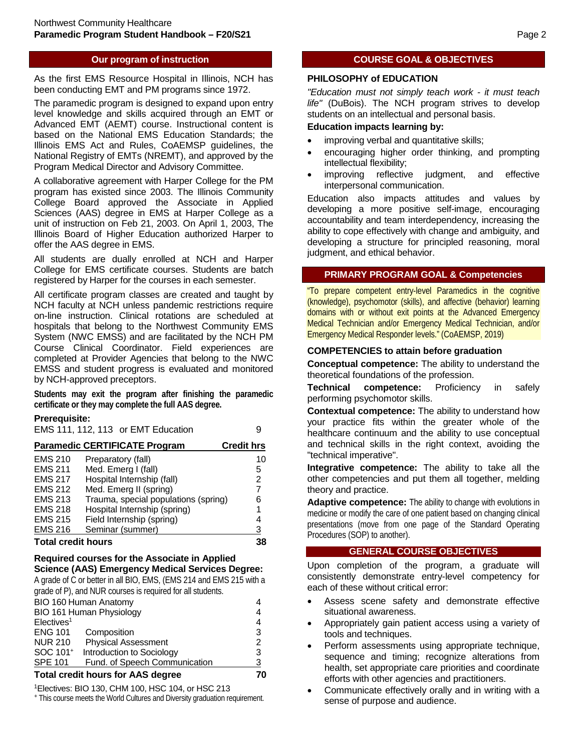## Our program of instruction

As the first EMS Resource Hospital in Illinois, NCH has been conducting EMT and PM programs since 1972.

The paramedic program is designed to expand upon entry level knowledge and skills acquired through an EMT or Advanced EMT (AEMT) course. Instructional content is based on the National EMS Education Standards; the Illinois EMS Act and Rules, CoAEMSP guidelines, the National Registry of EMTs (NREMT), and approved by the Program Medical Director and Advisory Committee.

A collaborative agreement with Harper College for the PM program has existed since 2003. The Illinois Community College Board approved the Associate in Applied Sciences (AAS) degree in EMS at Harper College as a unit of instruction on Feb 21, 2003. On April 1, 2003, The Illinois Board of Higher Education authorized Harper to offer the AAS degree in EMS.

All students are dually enrolled at NCH and Harper College for EMS certificate courses. Students are batch registered by Harper for the courses in each semester.

All certificate program classes are created and taught by NCH faculty at NCH unless pandemic restrictions require on-line instruction. Clinical rotations are scheduled at hospitals that belong to the Northwest Community EMS System (NWC EMSS) and are facilitated by the NCH PM Course Clinical Coordinator. Field experiences are completed at Provider Agencies that belong to the NWC EMSS and student progress is evaluated and monitored by NCH-approved preceptors.

**Students may exit the program after finishing the paramedic certificate or they may complete the full AAS degree.**

**Prerequisite:**

EMS 111, 112, 113 or EMT Education 9

| Paramedic CERTIFICATE Program | | Credit hrs |
|---|---|---|
| EMS 210 | Preparatory (fall) | 10 |
| EMS 211 | Med. Emerg I (fall) | 5 |
| EMS 217 | Hospital Internship (fall) | 2 |
| EMS 212 | Med. Emerg II (spring) | 7 |
| EMS 213 | Trauma, special populations (spring) | 6 |
| EMS 218 | Hospital Internship (spring) | 1 |
| EMS 215 | Field Internship (spring) | 4 |
| EMS 216 | Seminar (summer) | 3 |
| **Total credit hours** | | **38** |

**Required courses for the Associate in Applied Science (AAS) Emergency Medical Services Degree:**

A grade of C or better in all BIO, EMS, (EMS 214 and EMS 215 with a grade of P), and NUR courses is required for all students.

| Course | | Credit hrs |
|---|---|---|
| BIO 160 Human Anatomy | | 4 |
| BIO 161 Human Physiology | | 4 |
| Electives[1] | | 4 |
| ENG 101 | Composition | 3 |
| NUR 210 | Physical Assessment | 2 |
| SOC 101[+] | Introduction to Sociology | 3 |
| SPE 101 | Fund. of Speech Communication | 3 |
| **Total credit hours for AAS degree** | | **70** |

[1]Electives: BIO 130, CHM 100, HSC 104, or HSC 213

[+] This course meets the World Cultures and Diversity graduation requirement.

## COURSE GOAL & OBJECTIVES

### PHILOSOPHY of EDUCATION

*"Education must not simply teach work - it must teach life"* (DuBois). The NCH program strives to develop students on an intellectual and personal basis.

**Education impacts learning by:**

- improving verbal and quantitative skills;
- encouraging higher order thinking, and prompting intellectual flexibility;
- improving reflective judgment, and effective interpersonal communication.

Education also impacts attitudes and values by developing a more positive self-image, encouraging accountability and team interdependency, increasing the ability to cope effectively with change and ambiguity, and developing a structure for principled reasoning, moral judgment, and ethical behavior.

## PRIMARY PROGRAM GOAL & Competencies

"To prepare competent entry-level Paramedics in the cognitive (knowledge), psychomotor (skills), and affective (behavior) learning domains with or without exit points at the Advanced Emergency Medical Technician and/or Emergency Medical Technician, and/or Emergency Medical Responder levels." (CoAEMSP, 2019)

### COMPETENCIES to attain before graduation

**Conceptual competence:** The ability to understand the theoretical foundations of the profession.

**Technical competence:** Proficiency in safely performing psychomotor skills.

**Contextual competence:** The ability to understand how your practice fits within the greater whole of the healthcare continuum and the ability to use conceptual and technical skills in the right context, avoiding the "technical imperative".

**Integrative competence:** The ability to take all the other competencies and put them all together, melding theory and practice.

**Adaptive competence:** The ability to change with evolutions in medicine or modify the care of one patient based on changing clinical presentations (move from one page of the Standard Operating Procedures (SOP) to another).

## GENERAL COURSE OBJECTIVES

Upon completion of the program, a graduate will consistently demonstrate entry-level competency for each of these without critical error:

- Assess scene safety and demonstrate effective situational awareness.
- Appropriately gain patient access using a variety of tools and techniques.
- Perform assessments using appropriate technique, sequence and timing; recognize alterations from health, set appropriate care priorities and coordinate efforts with other agencies and practitioners.
- Communicate effectively orally and in writing with a sense of purpose and audience.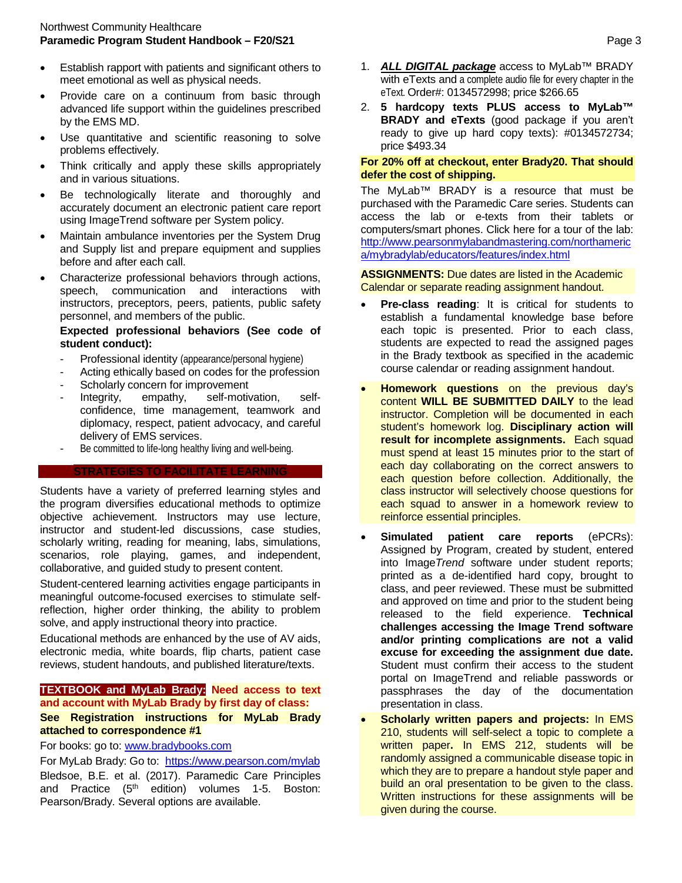- Establish rapport with patients and significant others to meet emotional as well as physical needs.
- Provide care on a continuum from basic through advanced life support within the guidelines prescribed by the EMS MD.
- Use quantitative and scientific reasoning to solve problems effectively.
- Think critically and apply these skills appropriately and in various situations.
- Be technologically literate and thoroughly and accurately document an electronic patient care report using ImageTrend software per System policy.
- Maintain ambulance inventories per the System Drug and Supply list and prepare equipment and supplies before and after each call.
- Characterize professional behaviors through actions, speech, communication and interactions with instructors, preceptors, peers, patients, public safety personnel, and members of the public.

  **Expected professional behaviors (See code of student conduct):**

  - Professional identity (appearance/personal hygiene)
  - Acting ethically based on codes for the profession
  - Scholarly concern for improvement
  - Integrity, empathy, self-motivation, self-confidence, time management, teamwork and diplomacy, respect, patient advocacy, and careful delivery of EMS services.
  - Be committed to life-long healthy living and well-being.

## STRATEGIES TO FACILITATE LEARNING

Students have a variety of preferred learning styles and the program diversifies educational methods to optimize objective achievement. Instructors may use lecture, instructor and student-led discussions, case studies, scholarly writing, reading for meaning, labs, simulations, scenarios, role playing, games, and independent, collaborative, and guided study to present content.

Student-centered learning activities engage participants in meaningful outcome-focused exercises to stimulate self-reflection, higher order thinking, the ability to problem solve, and apply instructional theory into practice.

Educational methods are enhanced by the use of AV aids, electronic media, white boards, flip charts, patient case reviews, student handouts, and published literature/texts.

**TEXTBOOK and MyLab Brady:** **Need access to text and account with MyLab Brady by first day of class:**

**See Registration instructions for MyLab Brady attached to correspondence #1**

For books: go to: www.bradybooks.com

For MyLab Brady: Go to: https://www.pearson.com/mylab

Bledsoe, B.E. et al. (2017). Paramedic Care Principles and Practice (5th edition) volumes 1-5. Boston: Pearson/Brady. Several options are available.

1. ***ALL DIGITAL package*** access to MyLab™ BRADY with eTexts and a complete audio file for every chapter in the eText. Order#: 0134572998; price $266.65
2. **5 hardcopy texts PLUS access to MyLab™ BRADY and eTexts** (good package if you aren't ready to give up hard copy texts): #0134572734; price $493.34

**For 20% off at checkout, enter Brady20. That should defer the cost of shipping.**

The MyLab™ BRADY is a resource that must be purchased with the Paramedic Care series. Students can access the lab or e-texts from their tablets or computers/smart phones. Click here for a tour of the lab: http://www.pearsonmylabandmastering.com/northamerica/mybradylab/educators/features/index.html

**ASSIGNMENTS:** Due dates are listed in the Academic Calendar or separate reading assignment handout.

- **Pre-class reading**: It is critical for students to establish a fundamental knowledge base before each topic is presented. Prior to each class, students are expected to read the assigned pages in the Brady textbook as specified in the academic course calendar or reading assignment handout.
- **Homework questions** on the previous day's content **WILL BE SUBMITTED DAILY** to the lead instructor. Completion will be documented in each student's homework log. **Disciplinary action will result for incomplete assignments.** Each squad must spend at least 15 minutes prior to the start of each day collaborating on the correct answers to each question before collection. Additionally, the class instructor will selectively choose questions for each squad to answer in a homework review to reinforce essential principles.
- **Simulated patient care reports** (ePCRs): Assigned by Program, created by student, entered into Image*Trend* software under student reports; printed as a de-identified hard copy, brought to class, and peer reviewed. These must be submitted and approved on time and prior to the student being released to the field experience. **Technical challenges accessing the Image Trend software and/or printing complications are not a valid excuse for exceeding the assignment due date.** Student must confirm their access to the student portal on ImageTrend and reliable passwords or passphrases the day of the documentation presentation in class.
- **Scholarly written papers and projects:** In EMS 210, students will self-select a topic to complete a written paper**.** In EMS 212, students will be randomly assigned a communicable disease topic in which they are to prepare a handout style paper and build an oral presentation to be given to the class. Written instructions for these assignments will be given during the course.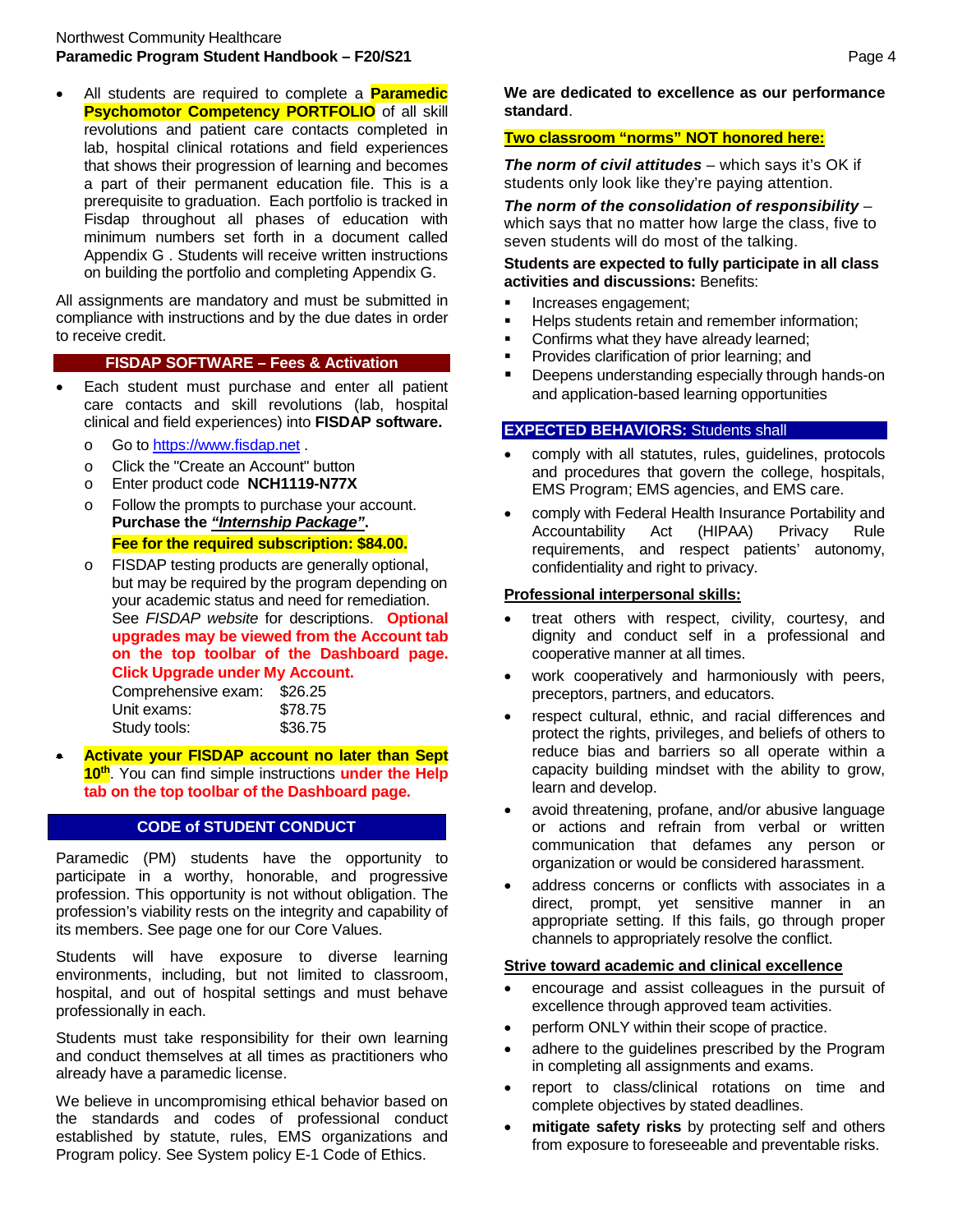- All students are required to complete a **Paramedic Psychomotor Competency PORTFOLIO** of all skill revolutions and patient care contacts completed in lab, hospital clinical rotations and field experiences that shows their progression of learning and becomes a part of their permanent education file. This is a prerequisite to graduation. Each portfolio is tracked in Fisdap throughout all phases of education with minimum numbers set forth in a document called Appendix G . Students will receive written instructions on building the portfolio and completing Appendix G.

All assignments are mandatory and must be submitted in compliance with instructions and by the due dates in order to receive credit.

## FISDAP SOFTWARE – Fees & Activation

- Each student must purchase and enter all patient care contacts and skill revolutions (lab, hospital clinical and field experiences) into **FISDAP software.**
  - Go to https://www.fisdap.net .
  - Click the "Create an Account" button
  - Enter product code **NCH1119-N77X**
  - Follow the prompts to purchase your account. **Purchase the *"Internship Package"*.**
    **Fee for the required subscription: $84.00.**
  - FISDAP testing products are generally optional, but may be required by the program depending on your academic status and need for remediation. See *FISDAP website* for descriptions. **Optional upgrades may be viewed from the Account tab on the top toolbar of the Dashboard page. Click Upgrade under My Account.**
    Comprehensive exam: $26.25
    Unit exams: $78.75
    Study tools: $36.75
- **Activate your FISDAP account no later than Sept 10th**. You can find simple instructions **under the Help tab on the top toolbar of the Dashboard page.**

## CODE of STUDENT CONDUCT

Paramedic (PM) students have the opportunity to participate in a worthy, honorable, and progressive profession. This opportunity is not without obligation. The profession's viability rests on the integrity and capability of its members. See page one for our Core Values.

Students will have exposure to diverse learning environments, including, but not limited to classroom, hospital, and out of hospital settings and must behave professionally in each.

Students must take responsibility for their own learning and conduct themselves at all times as practitioners who already have a paramedic license.

We believe in uncompromising ethical behavior based on the standards and codes of professional conduct established by statute, rules, EMS organizations and Program policy. See System policy E-1 Code of Ethics.

**We are dedicated to excellence as our performance standard**.

**Two classroom "norms" NOT honored here:**

***The norm of civil attitudes*** – which says it's OK if students only look like they're paying attention.

***The norm of the consolidation of responsibility*** – which says that no matter how large the class, five to seven students will do most of the talking.

**Students are expected to fully participate in all class activities and discussions:** Benefits:

- Increases engagement;
- Helps students retain and remember information;
- Confirms what they have already learned;
- Provides clarification of prior learning; and
- Deepens understanding especially through hands-on and application-based learning opportunities

## EXPECTED BEHAVIORS: Students shall

- comply with all statutes, rules, guidelines, protocols and procedures that govern the college, hospitals, EMS Program; EMS agencies, and EMS care.
- comply with Federal Health Insurance Portability and Accountability Act (HIPAA) Privacy Rule requirements, and respect patients' autonomy, confidentiality and right to privacy.

**Professional interpersonal skills:**

- treat others with respect, civility, courtesy, and dignity and conduct self in a professional and cooperative manner at all times.
- work cooperatively and harmoniously with peers, preceptors, partners, and educators.
- respect cultural, ethnic, and racial differences and protect the rights, privileges, and beliefs of others to reduce bias and barriers so all operate within a capacity building mindset with the ability to grow, learn and develop.
- avoid threatening, profane, and/or abusive language or actions and refrain from verbal or written communication that defames any person or organization or would be considered harassment.
- address concerns or conflicts with associates in a direct, prompt, yet sensitive manner in an appropriate setting. If this fails, go through proper channels to appropriately resolve the conflict.

**Strive toward academic and clinical excellence**

- encourage and assist colleagues in the pursuit of excellence through approved team activities.
- perform ONLY within their scope of practice.
- adhere to the guidelines prescribed by the Program in completing all assignments and exams.
- report to class/clinical rotations on time and complete objectives by stated deadlines.
- **mitigate safety risks** by protecting self and others from exposure to foreseeable and preventable risks.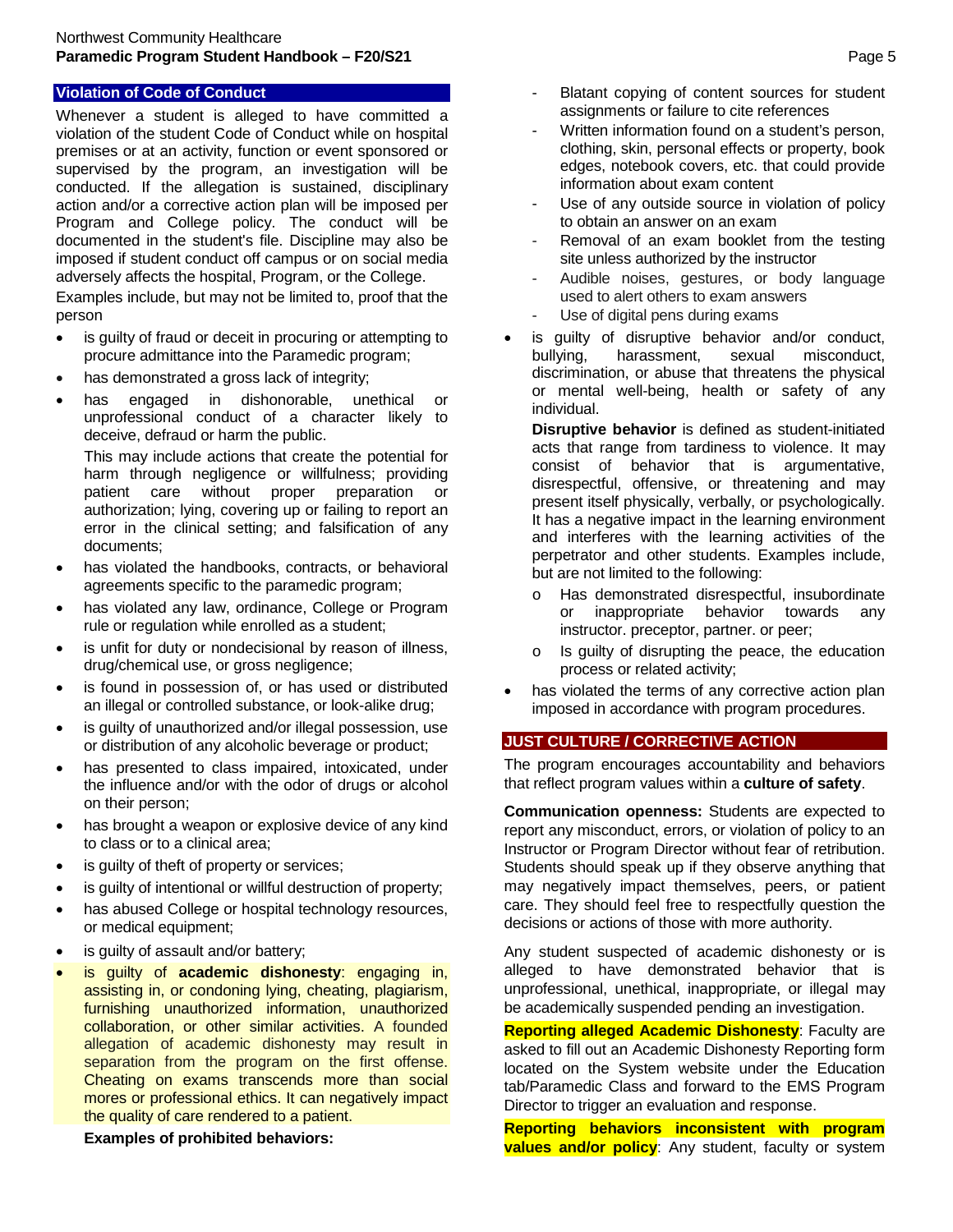## Violation of Code of Conduct

Whenever a student is alleged to have committed a violation of the student Code of Conduct while on hospital premises or at an activity, function or event sponsored or supervised by the program, an investigation will be conducted. If the allegation is sustained, disciplinary action and/or a corrective action plan will be imposed per Program and College policy. The conduct will be documented in the student's file. Discipline may also be imposed if student conduct off campus or on social media adversely affects the hospital, Program, or the College.

Examples include, but may not be limited to, proof that the person

- is guilty of fraud or deceit in procuring or attempting to procure admittance into the Paramedic program;
- has demonstrated a gross lack of integrity;
- has engaged in dishonorable, unethical or unprofessional conduct of a character likely to deceive, defraud or harm the public.

  This may include actions that create the potential for harm through negligence or willfulness; providing patient care without proper preparation or authorization; lying, covering up or failing to report an error in the clinical setting; and falsification of any documents;
- has violated the handbooks, contracts, or behavioral agreements specific to the paramedic program;
- has violated any law, ordinance, College or Program rule or regulation while enrolled as a student;
- is unfit for duty or nondecisional by reason of illness, drug/chemical use, or gross negligence;
- is found in possession of, or has used or distributed an illegal or controlled substance, or look-alike drug;
- is guilty of unauthorized and/or illegal possession, use or distribution of any alcoholic beverage or product;
- has presented to class impaired, intoxicated, under the influence and/or with the odor of drugs or alcohol on their person;
- has brought a weapon or explosive device of any kind to class or to a clinical area;
- is guilty of theft of property or services;
- is guilty of intentional or willful destruction of property;
- has abused College or hospital technology resources, or medical equipment;
- is guilty of assault and/or battery;
- is guilty of **academic dishonesty**: engaging in, assisting in, or condoning lying, cheating, plagiarism, furnishing unauthorized information, unauthorized collaboration, or other similar activities. A founded allegation of academic dishonesty may result in separation from the program on the first offense. Cheating on exams transcends more than social mores or professional ethics. It can negatively impact the quality of care rendered to a patient.

  **Examples of prohibited behaviors:**
  - Blatant copying of content sources for student assignments or failure to cite references
  - Written information found on a student's person, clothing, skin, personal effects or property, book edges, notebook covers, etc. that could provide information about exam content
  - Use of any outside source in violation of policy to obtain an answer on an exam
  - Removal of an exam booklet from the testing site unless authorized by the instructor
  - Audible noises, gestures, or body language used to alert others to exam answers
  - Use of digital pens during exams
- is guilty of disruptive behavior and/or conduct, bullying, harassment, sexual misconduct, discrimination, or abuse that threatens the physical or mental well-being, health or safety of any individual.

  **Disruptive behavior** is defined as student-initiated acts that range from tardiness to violence. It may consist of behavior that is argumentative, disrespectful, offensive, or threatening and may present itself physically, verbally, or psychologically. It has a negative impact in the learning environment and interferes with the learning activities of the perpetrator and other students. Examples include, but are not limited to the following:
  - Has demonstrated disrespectful, insubordinate or inappropriate behavior towards any instructor. preceptor, partner. or peer;
  - Is guilty of disrupting the peace, the education process or related activity;
- has violated the terms of any corrective action plan imposed in accordance with program procedures.

## JUST CULTURE / CORRECTIVE ACTION

The program encourages accountability and behaviors that reflect program values within a **culture of safety**.

**Communication openness:** Students are expected to report any misconduct, errors, or violation of policy to an Instructor or Program Director without fear of retribution. Students should speak up if they observe anything that may negatively impact themselves, peers, or patient care. They should feel free to respectfully question the decisions or actions of those with more authority.

Any student suspected of academic dishonesty or is alleged to have demonstrated behavior that is unprofessional, unethical, inappropriate, or illegal may be academically suspended pending an investigation.

**Reporting alleged Academic Dishonesty**: Faculty are asked to fill out an Academic Dishonesty Reporting form located on the System website under the Education tab/Paramedic Class and forward to the EMS Program Director to trigger an evaluation and response.

**Reporting behaviors inconsistent with program values and/or policy**: Any student, faculty or system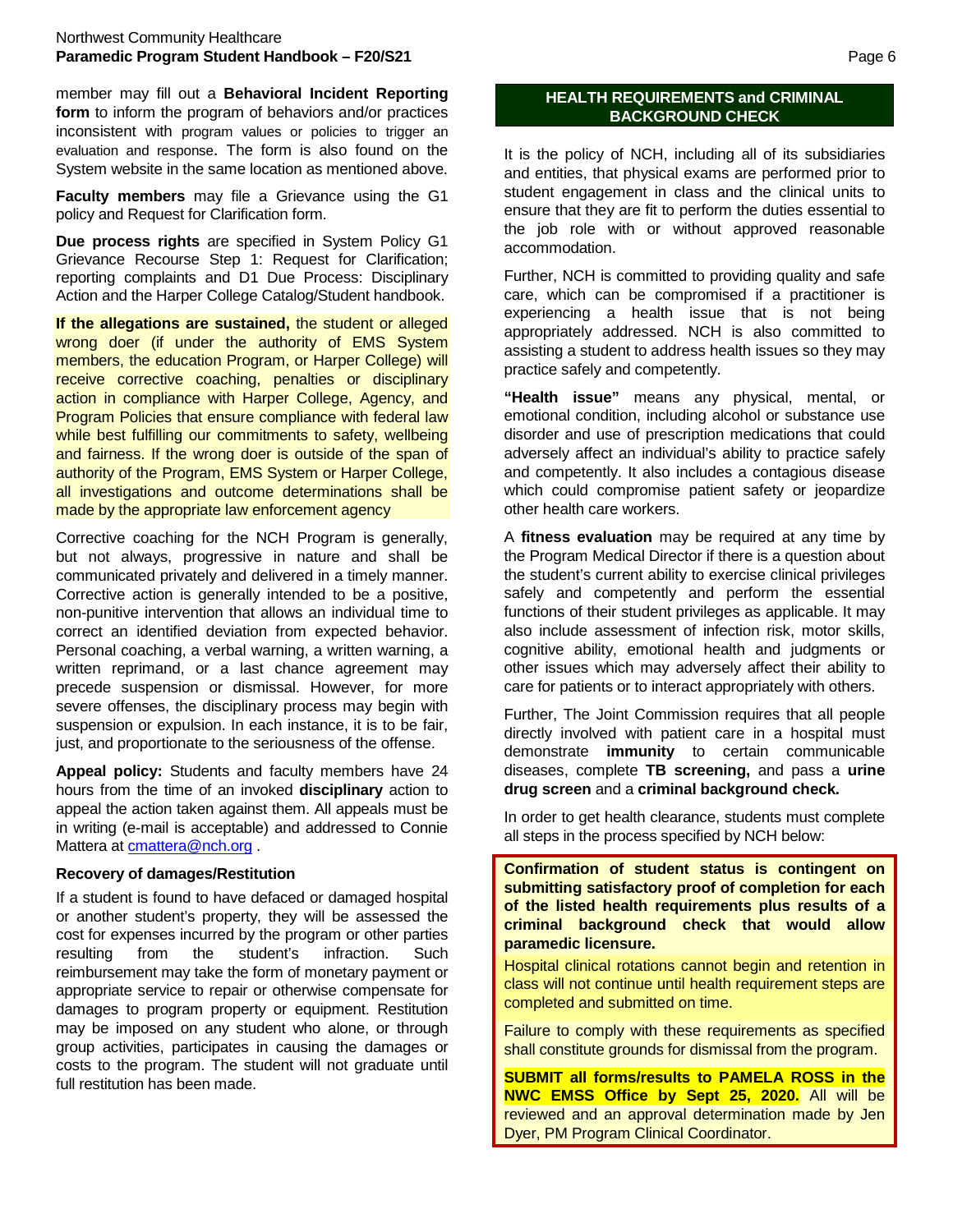member may fill out a **Behavioral Incident Reporting form** to inform the program of behaviors and/or practices inconsistent with program values or policies to trigger an evaluation and response. The form is also found on the System website in the same location as mentioned above.

**Faculty members** may file a Grievance using the G1 policy and Request for Clarification form.

**Due process rights** are specified in System Policy G1 Grievance Recourse Step 1: Request for Clarification; reporting complaints and D1 Due Process: Disciplinary Action and the Harper College Catalog/Student handbook.

**If the allegations are sustained,** the student or alleged wrong doer (if under the authority of EMS System members, the education Program, or Harper College) will receive corrective coaching, penalties or disciplinary action in compliance with Harper College, Agency, and Program Policies that ensure compliance with federal law while best fulfilling our commitments to safety, wellbeing and fairness. If the wrong doer is outside of the span of authority of the Program, EMS System or Harper College, all investigations and outcome determinations shall be made by the appropriate law enforcement agency

Corrective coaching for the NCH Program is generally, but not always, progressive in nature and shall be communicated privately and delivered in a timely manner. Corrective action is generally intended to be a positive, non-punitive intervention that allows an individual time to correct an identified deviation from expected behavior. Personal coaching, a verbal warning, a written warning, a written reprimand, or a last chance agreement may precede suspension or dismissal. However, for more severe offenses, the disciplinary process may begin with suspension or expulsion. In each instance, it is to be fair, just, and proportionate to the seriousness of the offense.

**Appeal policy:** Students and faculty members have 24 hours from the time of an invoked **disciplinary** action to appeal the action taken against them. All appeals must be in writing (e-mail is acceptable) and addressed to Connie Mattera at cmattera@nch.org .

**Recovery of damages/Restitution**

If a student is found to have defaced or damaged hospital or another student's property, they will be assessed the cost for expenses incurred by the program or other parties resulting from the student's infraction. Such reimbursement may take the form of monetary payment or appropriate service to repair or otherwise compensate for damages to program property or equipment. Restitution may be imposed on any student who alone, or through group activities, participates in causing the damages or costs to the program. The student will not graduate until full restitution has been made.

## HEALTH REQUIREMENTS and CRIMINAL BACKGROUND CHECK

It is the policy of NCH, including all of its subsidiaries and entities, that physical exams are performed prior to student engagement in class and the clinical units to ensure that they are fit to perform the duties essential to the job role with or without approved reasonable accommodation.

Further, NCH is committed to providing quality and safe care, which can be compromised if a practitioner is experiencing a health issue that is not being appropriately addressed. NCH is also committed to assisting a student to address health issues so they may practice safely and competently.

**"Health issue"** means any physical, mental, or emotional condition, including alcohol or substance use disorder and use of prescription medications that could adversely affect an individual's ability to practice safely and competently. It also includes a contagious disease which could compromise patient safety or jeopardize other health care workers.

A **fitness evaluation** may be required at any time by the Program Medical Director if there is a question about the student's current ability to exercise clinical privileges safely and competently and perform the essential functions of their student privileges as applicable. It may also include assessment of infection risk, motor skills, cognitive ability, emotional health and judgments or other issues which may adversely affect their ability to care for patients or to interact appropriately with others.

Further, The Joint Commission requires that all people directly involved with patient care in a hospital must demonstrate **immunity** to certain communicable diseases, complete **TB screening,** and pass a **urine drug screen** and a **criminal background check.**

In order to get health clearance, students must complete all steps in the process specified by NCH below:

**Confirmation of student status is contingent on submitting satisfactory proof of completion for each of the listed health requirements plus results of a criminal background check that would allow paramedic licensure.**

Hospital clinical rotations cannot begin and retention in class will not continue until health requirement steps are completed and submitted on time.

Failure to comply with these requirements as specified shall constitute grounds for dismissal from the program.

**SUBMIT all forms/results to PAMELA ROSS in the NWC EMSS Office by Sept 25, 2020.** All will be reviewed and an approval determination made by Jen Dyer, PM Program Clinical Coordinator.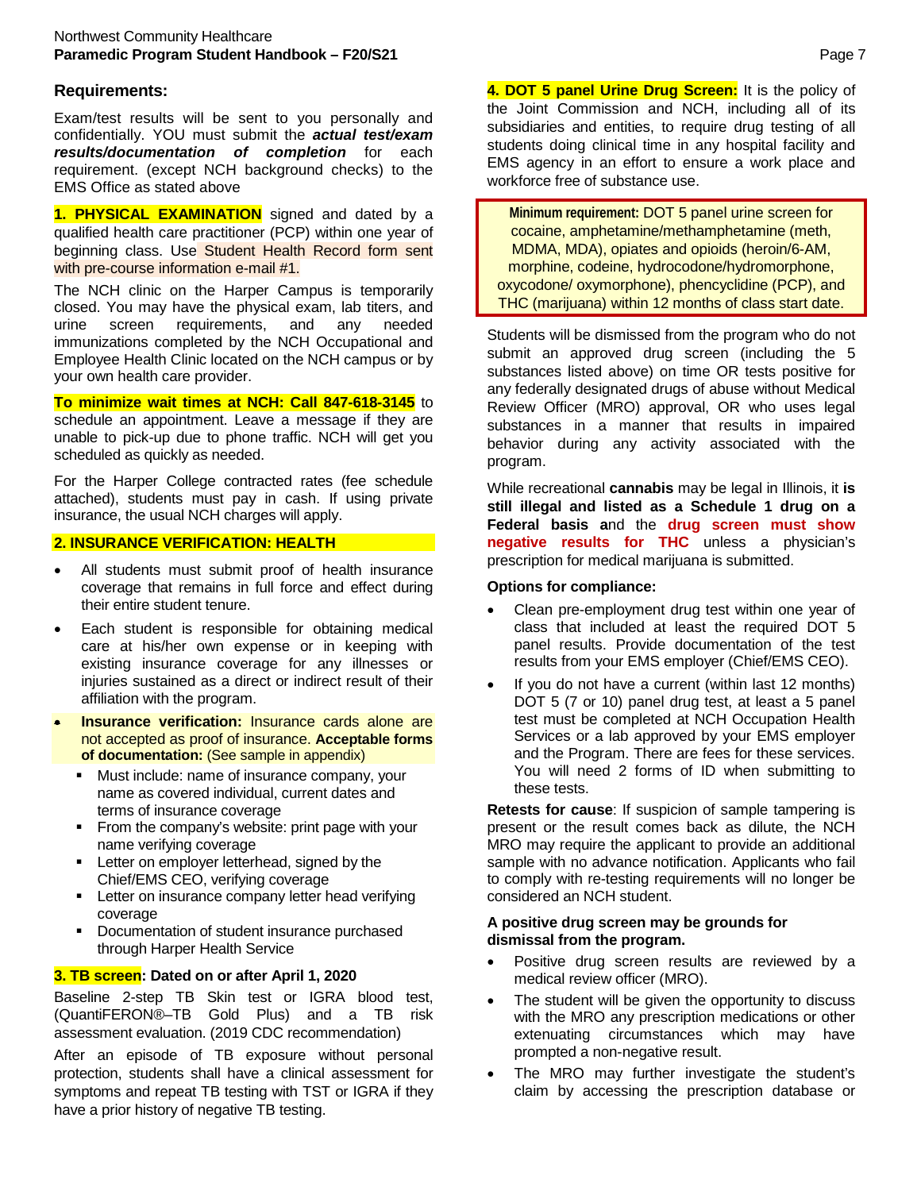## Requirements:

Exam/test results will be sent to you personally and confidentially. YOU must submit the ***actual test/exam results/documentation of completion*** for each requirement. (except NCH background checks) to the EMS Office as stated above

**1. PHYSICAL EXAMINATION** signed and dated by a qualified health care practitioner (PCP) within one year of beginning class. Use Student Health Record form sent with pre-course information e-mail #1.

The NCH clinic on the Harper Campus is temporarily closed. You may have the physical exam, lab titers, and urine screen requirements, and any needed immunizations completed by the NCH Occupational and Employee Health Clinic located on the NCH campus or by your own health care provider.

**To minimize wait times at NCH: Call 847-618-3145** to schedule an appointment. Leave a message if they are unable to pick-up due to phone traffic. NCH will get you scheduled as quickly as needed.

For the Harper College contracted rates (fee schedule attached), students must pay in cash. If using private insurance, the usual NCH charges will apply.

**2. INSURANCE VERIFICATION: HEALTH**

- All students must submit proof of health insurance coverage that remains in full force and effect during their entire student tenure.
- Each student is responsible for obtaining medical care at his/her own expense or in keeping with existing insurance coverage for any illnesses or injuries sustained as a direct or indirect result of their affiliation with the program.
- **Insurance verification:** Insurance cards alone are not accepted as proof of insurance. **Acceptable forms of documentation:** (See sample in appendix)
  - Must include: name of insurance company, your name as covered individual, current dates and terms of insurance coverage
  - From the company's website: print page with your name verifying coverage
  - Letter on employer letterhead, signed by the Chief/EMS CEO, verifying coverage
  - Letter on insurance company letter head verifying coverage
  - Documentation of student insurance purchased through Harper Health Service

**3. TB screen: Dated on or after April 1, 2020**

Baseline 2-step TB Skin test or IGRA blood test, (QuantiFERON®–TB Gold Plus) and a TB risk assessment evaluation. (2019 CDC recommendation)

After an episode of TB exposure without personal protection, students shall have a clinical assessment for symptoms and repeat TB testing with TST or IGRA if they have a prior history of negative TB testing.

**4. DOT 5 panel Urine Drug Screen:** It is the policy of the Joint Commission and NCH, including all of its subsidiaries and entities, to require drug testing of all students doing clinical time in any hospital facility and EMS agency in an effort to ensure a work place and workforce free of substance use.

> **Minimum requirement:** DOT 5 panel urine screen for cocaine, amphetamine/methamphetamine (meth, MDMA, MDA), opiates and opioids (heroin/6-AM, morphine, codeine, hydrocodone/hydromorphone, oxycodone/ oxymorphone), phencyclidine (PCP), and THC (marijuana) within 12 months of class start date.

Students will be dismissed from the program who do not submit an approved drug screen (including the 5 substances listed above) on time OR tests positive for any federally designated drugs of abuse without Medical Review Officer (MRO) approval, OR who uses legal substances in a manner that results in impaired behavior during any activity associated with the program.

While recreational **cannabis** may be legal in Illinois, it **is still illegal and listed as a Schedule 1 drug on a Federal basis a**nd the **drug screen must show negative results for THC** unless a physician's prescription for medical marijuana is submitted.

**Options for compliance:**

- Clean pre-employment drug test within one year of class that included at least the required DOT 5 panel results. Provide documentation of the test results from your EMS employer (Chief/EMS CEO).
- If you do not have a current (within last 12 months) DOT 5 (7 or 10) panel drug test, at least a 5 panel test must be completed at NCH Occupation Health Services or a lab approved by your EMS employer and the Program. There are fees for these services. You will need 2 forms of ID when submitting to these tests.

**Retests for cause**: If suspicion of sample tampering is present or the result comes back as dilute, the NCH MRO may require the applicant to provide an additional sample with no advance notification. Applicants who fail to comply with re-testing requirements will no longer be considered an NCH student.

**A positive drug screen may be grounds for dismissal from the program.**

- Positive drug screen results are reviewed by a medical review officer (MRO).
- The student will be given the opportunity to discuss with the MRO any prescription medications or other extenuating circumstances which may have prompted a non-negative result.
- The MRO may further investigate the student's claim by accessing the prescription database or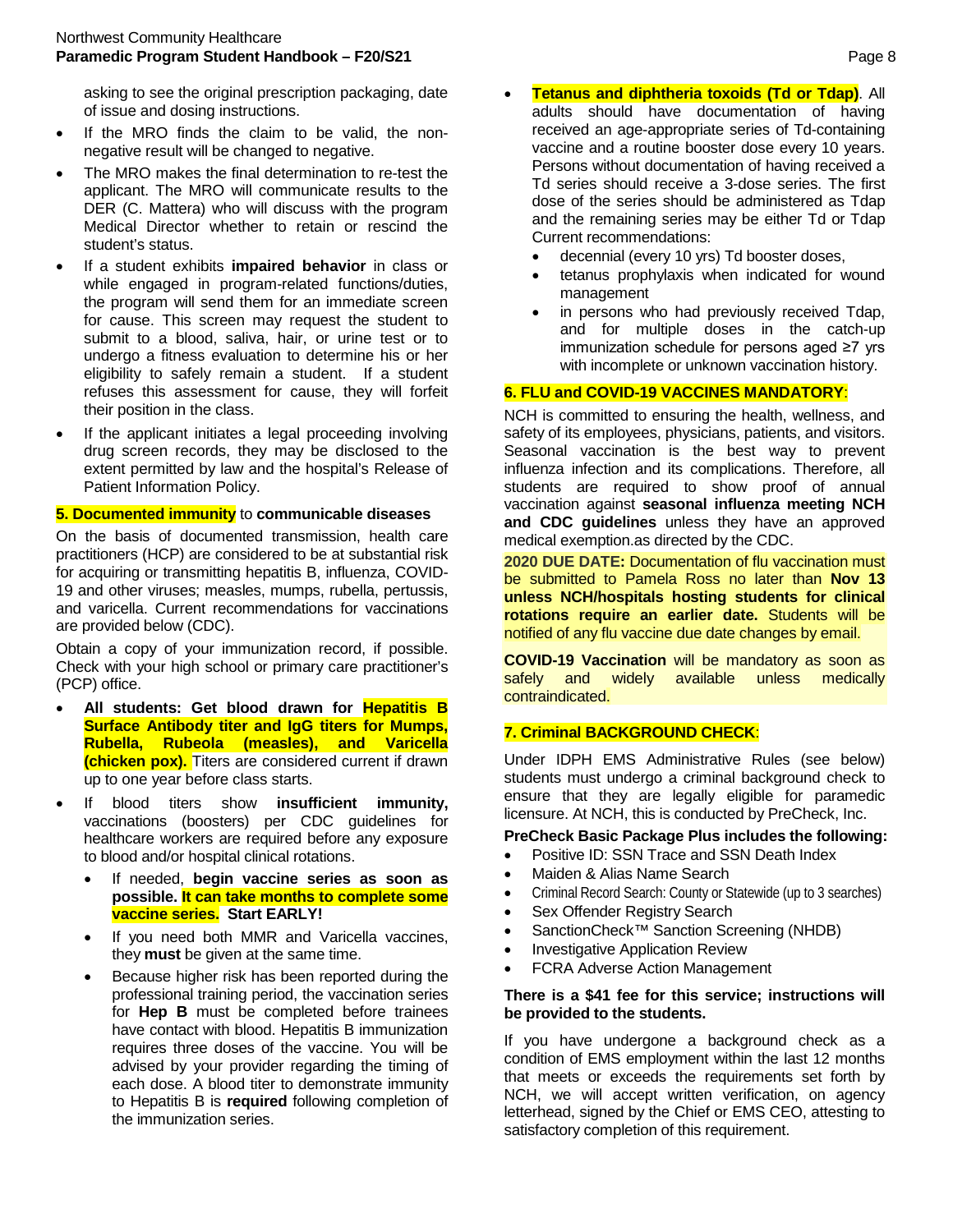asking to see the original prescription packaging, date of issue and dosing instructions.

- If the MRO finds the claim to be valid, the non-negative result will be changed to negative.
- The MRO makes the final determination to re-test the applicant. The MRO will communicate results to the DER (C. Mattera) who will discuss with the program Medical Director whether to retain or rescind the student's status.
- If a student exhibits **impaired behavior** in class or while engaged in program-related functions/duties, the program will send them for an immediate screen for cause. This screen may request the student to submit to a blood, saliva, hair, or urine test or to undergo a fitness evaluation to determine his or her eligibility to safely remain a student. If a student refuses this assessment for cause, they will forfeit their position in the class.
- If the applicant initiates a legal proceeding involving drug screen records, they may be disclosed to the extent permitted by law and the hospital's Release of Patient Information Policy.

**5. Documented immunity to communicable diseases**

On the basis of documented transmission, health care practitioners (HCP) are considered to be at substantial risk for acquiring or transmitting hepatitis B, influenza, COVID-19 and other viruses; measles, mumps, rubella, pertussis, and varicella. Current recommendations for vaccinations are provided below (CDC).

Obtain a copy of your immunization record, if possible. Check with your high school or primary care practitioner's (PCP) office.

- **All students: Get blood drawn for Hepatitis B Surface Antibody titer and IgG titers for Mumps, Rubella, Rubeola (measles), and Varicella (chicken pox).** Titers are considered current if drawn up to one year before class starts.
- If blood titers show **insufficient immunity,** vaccinations (boosters) per CDC guidelines for healthcare workers are required before any exposure to blood and/or hospital clinical rotations.
  - If needed, **begin vaccine series as soon as possible. It can take months to complete some vaccine series. Start EARLY!**
  - If you need both MMR and Varicella vaccines, they **must** be given at the same time.
  - Because higher risk has been reported during the professional training period, the vaccination series for **Hep B** must be completed before trainees have contact with blood. Hepatitis B immunization requires three doses of the vaccine. You will be advised by your provider regarding the timing of each dose. A blood titer to demonstrate immunity to Hepatitis B is **required** following completion of the immunization series.
- **Tetanus and diphtheria toxoids (Td or Tdap)**. All adults should have documentation of having received an age-appropriate series of Td-containing vaccine and a routine booster dose every 10 years. Persons without documentation of having received a Td series should receive a 3-dose series. The first dose of the series should be administered as Tdap and the remaining series may be either Td or Tdap Current recommendations:
  - decennial (every 10 yrs) Td booster doses,
  - tetanus prophylaxis when indicated for wound management
  - in persons who had previously received Tdap, and for multiple doses in the catch-up immunization schedule for persons aged ≥7 yrs with incomplete or unknown vaccination history.

**6. FLU and COVID-19 VACCINES MANDATORY**:

NCH is committed to ensuring the health, wellness, and safety of its employees, physicians, patients, and visitors. Seasonal vaccination is the best way to prevent influenza infection and its complications. Therefore, all students are required to show proof of annual vaccination against **seasonal influenza meeting NCH and CDC guidelines** unless they have an approved medical exemption.as directed by the CDC.

**2020 DUE DATE:** Documentation of flu vaccination must be submitted to Pamela Ross no later than **Nov 13 unless NCH/hospitals hosting students for clinical rotations require an earlier date.** Students will be notified of any flu vaccine due date changes by email.

**COVID-19 Vaccination** will be mandatory as soon as safely and widely available unless medically contraindicated.

**7. Criminal BACKGROUND CHECK**:

Under IDPH EMS Administrative Rules (see below) students must undergo a criminal background check to ensure that they are legally eligible for paramedic licensure. At NCH, this is conducted by PreCheck, Inc.

**PreCheck Basic Package Plus includes the following:**

- Positive ID: SSN Trace and SSN Death Index
- Maiden & Alias Name Search
- Criminal Record Search: County or Statewide (up to 3 searches)
- Sex Offender Registry Search
- SanctionCheck™ Sanction Screening (NHDB)
- Investigative Application Review
- FCRA Adverse Action Management

**There is a $41 fee for this service; instructions will be provided to the students.**

If you have undergone a background check as a condition of EMS employment within the last 12 months that meets or exceeds the requirements set forth by NCH, we will accept written verification, on agency letterhead, signed by the Chief or EMS CEO, attesting to satisfactory completion of this requirement.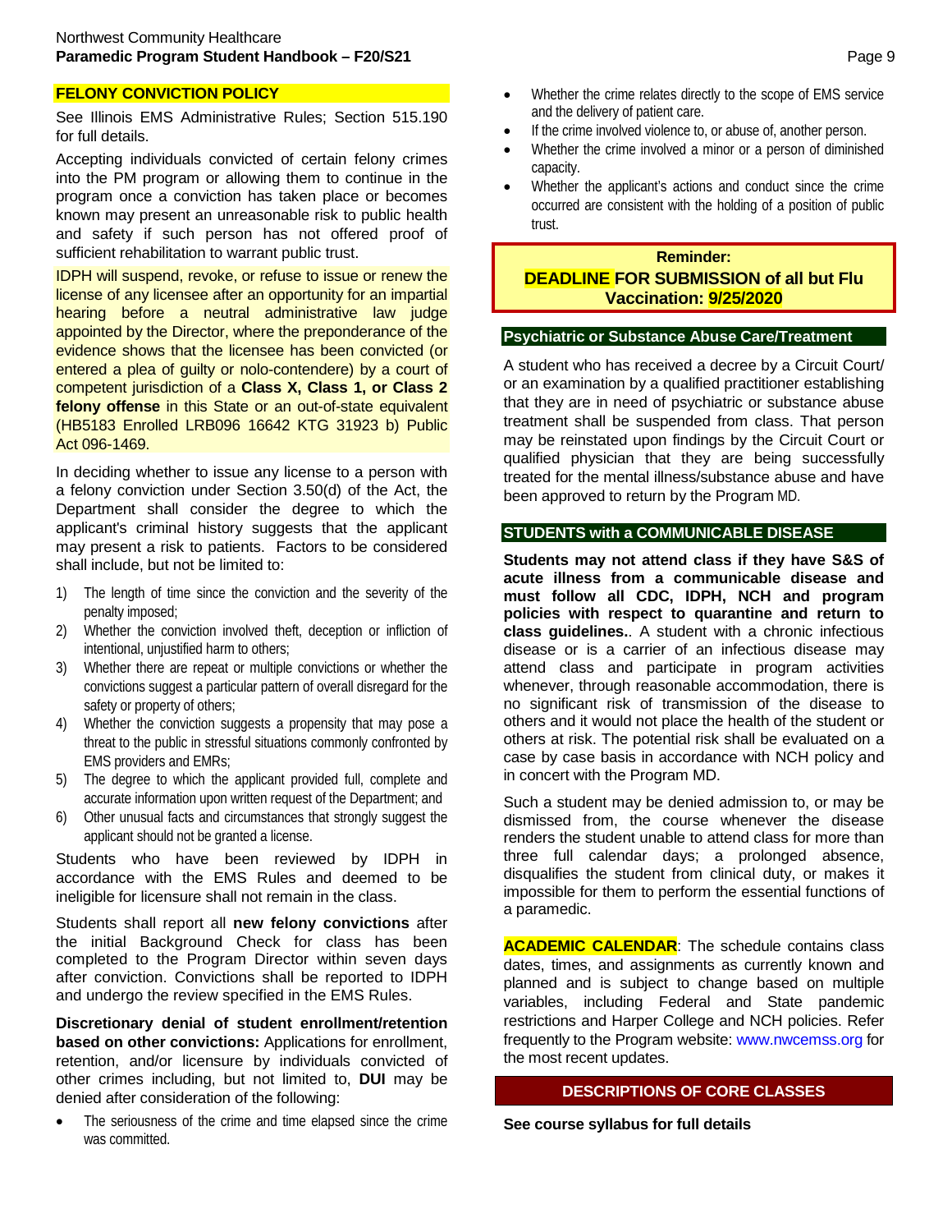## FELONY CONVICTION POLICY

See Illinois EMS Administrative Rules; Section 515.190 for full details.

Accepting individuals convicted of certain felony crimes into the PM program or allowing them to continue in the program once a conviction has taken place or becomes known may present an unreasonable risk to public health and safety if such person has not offered proof of sufficient rehabilitation to warrant public trust.

IDPH will suspend, revoke, or refuse to issue or renew the license of any licensee after an opportunity for an impartial hearing before a neutral administrative law judge appointed by the Director, where the preponderance of the evidence shows that the licensee has been convicted (or entered a plea of guilty or nolo-contendere) by a court of competent jurisdiction of a **Class X, Class 1, or Class 2 felony offense** in this State or an out-of-state equivalent (HB5183 Enrolled LRB096 16642 KTG 31923 b) Public Act 096-1469.

In deciding whether to issue any license to a person with a felony conviction under Section 3.50(d) of the Act, the Department shall consider the degree to which the applicant's criminal history suggests that the applicant may present a risk to patients. Factors to be considered shall include, but not be limited to:

1) The length of time since the conviction and the severity of the penalty imposed;
2) Whether the conviction involved theft, deception or infliction of intentional, unjustified harm to others;
3) Whether there are repeat or multiple convictions or whether the convictions suggest a particular pattern of overall disregard for the safety or property of others;
4) Whether the conviction suggests a propensity that may pose a threat to the public in stressful situations commonly confronted by EMS providers and EMRs;
5) The degree to which the applicant provided full, complete and accurate information upon written request of the Department; and
6) Other unusual facts and circumstances that strongly suggest the applicant should not be granted a license.

Students who have been reviewed by IDPH in accordance with the EMS Rules and deemed to be ineligible for licensure shall not remain in the class.

Students shall report all **new felony convictions** after the initial Background Check for class has been completed to the Program Director within seven days after conviction. Convictions shall be reported to IDPH and undergo the review specified in the EMS Rules.

**Discretionary denial of student enrollment/retention based on other convictions:** Applications for enrollment, retention, and/or licensure by individuals convicted of other crimes including, but not limited to, **DUI** may be denied after consideration of the following:

- The seriousness of the crime and time elapsed since the crime was committed.
- Whether the crime relates directly to the scope of EMS service and the delivery of patient care.
- If the crime involved violence to, or abuse of, another person.
- Whether the crime involved a minor or a person of diminished capacity.
- Whether the applicant's actions and conduct since the crime occurred are consistent with the holding of a position of public trust.

**Reminder:**
**DEADLINE FOR SUBMISSION of all but Flu Vaccination: 9/25/2020**

## Psychiatric or Substance Abuse Care/Treatment

A student who has received a decree by a Circuit Court/ or an examination by a qualified practitioner establishing that they are in need of psychiatric or substance abuse treatment shall be suspended from class. That person may be reinstated upon findings by the Circuit Court or qualified physician that they are being successfully treated for the mental illness/substance abuse and have been approved to return by the Program MD.

## STUDENTS with a COMMUNICABLE DISEASE

**Students may not attend class if they have S&S of acute illness from a communicable disease and must follow all CDC, IDPH, NCH and program policies with respect to quarantine and return to class guidelines.**. A student with a chronic infectious disease or is a carrier of an infectious disease may attend class and participate in program activities whenever, through reasonable accommodation, there is no significant risk of transmission of the disease to others and it would not place the health of the student or others at risk. The potential risk shall be evaluated on a case by case basis in accordance with NCH policy and in concert with the Program MD.

Such a student may be denied admission to, or may be dismissed from, the course whenever the disease renders the student unable to attend class for more than three full calendar days; a prolonged absence, disqualifies the student from clinical duty, or makes it impossible for them to perform the essential functions of a paramedic.

**ACADEMIC CALENDAR**: The schedule contains class dates, times, and assignments as currently known and planned and is subject to change based on multiple variables, including Federal and State pandemic restrictions and Harper College and NCH policies. Refer frequently to the Program website: www.nwcemss.org for the most recent updates.

## DESCRIPTIONS OF CORE CLASSES

**See course syllabus for full details**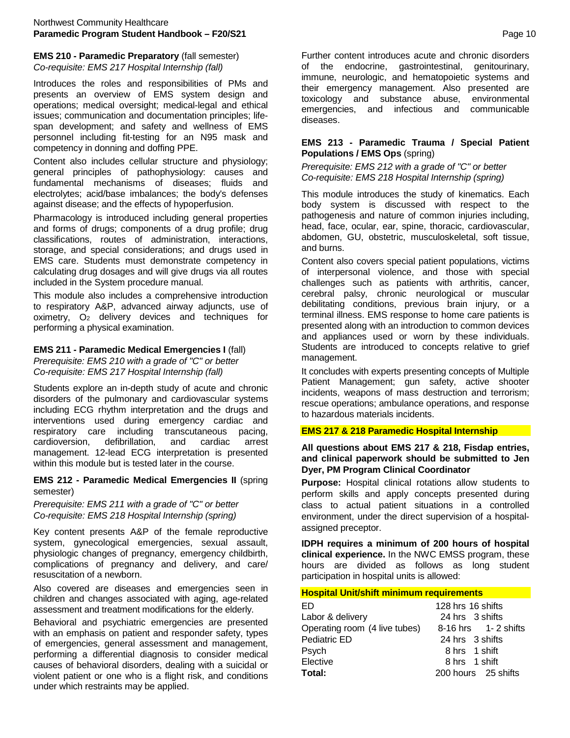**EMS 210 - Paramedic Preparatory** (fall semester)
*Co-requisite: EMS 217 Hospital Internship (fall)*

Introduces the roles and responsibilities of PMs and presents an overview of EMS system design and operations; medical oversight; medical-legal and ethical issues; communication and documentation principles; life-span development; and safety and wellness of EMS personnel including fit-testing for an N95 mask and competency in donning and doffing PPE.

Content also includes cellular structure and physiology; general principles of pathophysiology: causes and fundamental mechanisms of diseases; fluids and electrolytes; acid/base imbalances; the body's defenses against disease; and the effects of hypoperfusion.

Pharmacology is introduced including general properties and forms of drugs; components of a drug profile; drug classifications, routes of administration, interactions, storage, and special considerations; and drugs used in EMS care. Students must demonstrate competency in calculating drug dosages and will give drugs via all routes included in the System procedure manual.

This module also includes a comprehensive introduction to respiratory A&P, advanced airway adjuncts, use of oximetry, $O_2$ delivery devices and techniques for performing a physical examination.

**EMS 211 - Paramedic Medical Emergencies I** (fall)
*Prerequisite: EMS 210 with a grade of "C" or better*
*Co-requisite: EMS 217 Hospital Internship (fall)*

Students explore an in-depth study of acute and chronic disorders of the pulmonary and cardiovascular systems including ECG rhythm interpretation and the drugs and interventions used during emergency cardiac and respiratory care including transcutaneous pacing, cardioversion, defibrillation, and cardiac arrest management. 12-lead ECG interpretation is presented within this module but is tested later in the course.

**EMS 212 - Paramedic Medical Emergencies II** (spring semester)

*Prerequisite: EMS 211 with a grade of "C" or better*
*Co-requisite: EMS 218 Hospital Internship (spring)*

Key content presents A&P of the female reproductive system, gynecological emergencies, sexual assault, physiologic changes of pregnancy, emergency childbirth, complications of pregnancy and delivery, and care/ resuscitation of a newborn.

Also covered are diseases and emergencies seen in children and changes associated with aging, age-related assessment and treatment modifications for the elderly.

Behavioral and psychiatric emergencies are presented with an emphasis on patient and responder safety, types of emergencies, general assessment and management, performing a differential diagnosis to consider medical causes of behavioral disorders, dealing with a suicidal or violent patient or one who is a flight risk, and conditions under which restraints may be applied.

Further content introduces acute and chronic disorders of the endocrine, gastrointestinal, genitourinary, immune, neurologic, and hematopoietic systems and their emergency management. Also presented are toxicology and substance abuse, environmental emergencies, and infectious and communicable diseases.

**EMS 213 - Paramedic Trauma / Special Patient Populations / EMS Ops** (spring)

*Prerequisite: EMS 212 with a grade of "C" or better*
*Co-requisite: EMS 218 Hospital Internship (spring)*

This module introduces the study of kinematics. Each body system is discussed with respect to the pathogenesis and nature of common injuries including, head, face, ocular, ear, spine, thoracic, cardiovascular, abdomen, GU, obstetric, musculoskeletal, soft tissue, and burns.

Content also covers special patient populations, victims of interpersonal violence, and those with special challenges such as patients with arthritis, cancer, cerebral palsy, chronic neurological or muscular debilitating conditions, previous brain injury, or a terminal illness. EMS response to home care patients is presented along with an introduction to common devices and appliances used or worn by these individuals. Students are introduced to concepts relative to grief management.

It concludes with experts presenting concepts of Multiple Patient Management; gun safety, active shooter incidents, weapons of mass destruction and terrorism; rescue operations; ambulance operations, and response to hazardous materials incidents.

**EMS 217 & 218 Paramedic Hospital Internship**

**All questions about EMS 217 & 218, Fisdap entries, and clinical paperwork should be submitted to Jen Dyer, PM Program Clinical Coordinator**

**Purpose:** Hospital clinical rotations allow students to perform skills and apply concepts presented during class to actual patient situations in a controlled environment, under the direct supervision of a hospital-assigned preceptor.

**IDPH requires a minimum of 200 hours of hospital clinical experience.** In the NWC EMSS program, these hours are divided as follows as long student participation in hospital units is allowed:

| Hospital Unit/shift minimum requirements | | |
|---|---|---|
| ED | 128 hrs | 16 shifts |
| Labor & delivery | 24 hrs | 3 shifts |
| Operating room (4 live tubes) | 8-16 hrs | 1- 2 shifts |
| Pediatric ED | 24 hrs | 3 shifts |
| Psych | 8 hrs | 1 shift |
| Elective | 8 hrs | 1 shift |
| **Total:** | 200 hours | 25 shifts |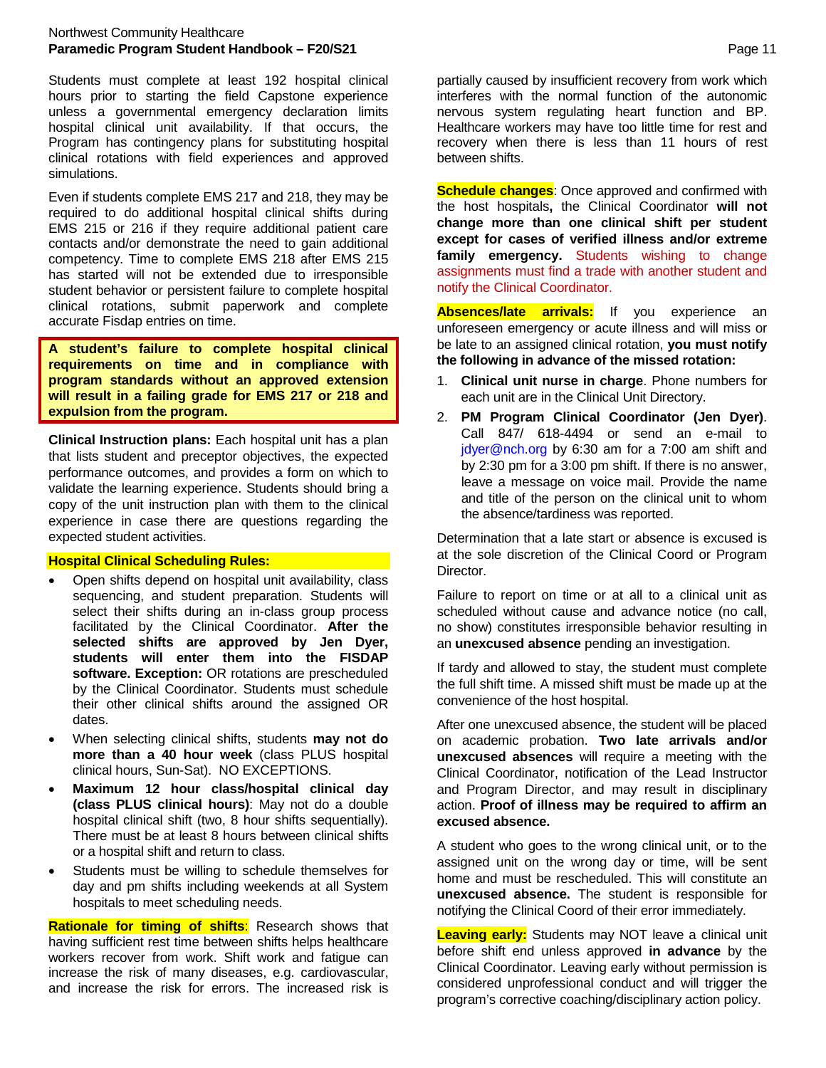Students must complete at least 192 hospital clinical hours prior to starting the field Capstone experience unless a governmental emergency declaration limits hospital clinical unit availability. If that occurs, the Program has contingency plans for substituting hospital clinical rotations with field experiences and approved simulations.

Even if students complete EMS 217 and 218, they may be required to do additional hospital clinical shifts during EMS 215 or 216 if they require additional patient care contacts and/or demonstrate the need to gain additional competency. Time to complete EMS 218 after EMS 215 has started will not be extended due to irresponsible student behavior or persistent failure to complete hospital clinical rotations, submit paperwork and complete accurate Fisdap entries on time.

**A student's failure to complete hospital clinical requirements on time and in compliance with program standards without an approved extension will result in a failing grade for EMS 217 or 218 and expulsion from the program.**

**Clinical Instruction plans:** Each hospital unit has a plan that lists student and preceptor objectives, the expected performance outcomes, and provides a form on which to validate the learning experience. Students should bring a copy of the unit instruction plan with them to the clinical experience in case there are questions regarding the expected student activities.

**Hospital Clinical Scheduling Rules:**

- Open shifts depend on hospital unit availability, class sequencing, and student preparation. Students will select their shifts during an in-class group process facilitated by the Clinical Coordinator. **After the selected shifts are approved by Jen Dyer, students will enter them into the FISDAP software. Exception:** OR rotations are prescheduled by the Clinical Coordinator. Students must schedule their other clinical shifts around the assigned OR dates.
- When selecting clinical shifts, students **may not do more than a 40 hour week** (class PLUS hospital clinical hours, Sun-Sat). NO EXCEPTIONS.
- **Maximum 12 hour class/hospital clinical day (class PLUS clinical hours)**: May not do a double hospital clinical shift (two, 8 hour shifts sequentially). There must be at least 8 hours between clinical shifts or a hospital shift and return to class.
- Students must be willing to schedule themselves for day and pm shifts including weekends at all System hospitals to meet scheduling needs.

**Rationale for timing of shifts**: Research shows that having sufficient rest time between shifts helps healthcare workers recover from work. Shift work and fatigue can increase the risk of many diseases, e.g. cardiovascular, and increase the risk for errors. The increased risk is partially caused by insufficient recovery from work which interferes with the normal function of the autonomic nervous system regulating heart function and BP. Healthcare workers may have too little time for rest and recovery when there is less than 11 hours of rest between shifts.

**Schedule changes**: Once approved and confirmed with the host hospitals**,** the Clinical Coordinator **will not change more than one clinical shift per student except for cases of verified illness and/or extreme family emergency.** Students wishing to change assignments must find a trade with another student and notify the Clinical Coordinator.

**Absences/late arrivals:** If you experience an unforeseen emergency or acute illness and will miss or be late to an assigned clinical rotation, **you must notify the following in advance of the missed rotation:**

1. **Clinical unit nurse in charge**. Phone numbers for each unit are in the Clinical Unit Directory.
2. **PM Program Clinical Coordinator (Jen Dyer)**. Call 847/ 618-4494 or send an e-mail to jdyer@nch.org by 6:30 am for a 7:00 am shift and by 2:30 pm for a 3:00 pm shift. If there is no answer, leave a message on voice mail. Provide the name and title of the person on the clinical unit to whom the absence/tardiness was reported.

Determination that a late start or absence is excused is at the sole discretion of the Clinical Coord or Program Director.

Failure to report on time or at all to a clinical unit as scheduled without cause and advance notice (no call, no show) constitutes irresponsible behavior resulting in an **unexcused absence** pending an investigation.

If tardy and allowed to stay, the student must complete the full shift time. A missed shift must be made up at the convenience of the host hospital.

After one unexcused absence, the student will be placed on academic probation. **Two late arrivals and/or unexcused absences** will require a meeting with the Clinical Coordinator, notification of the Lead Instructor and Program Director, and may result in disciplinary action. **Proof of illness may be required to affirm an excused absence.**

A student who goes to the wrong clinical unit, or to the assigned unit on the wrong day or time, will be sent home and must be rescheduled. This will constitute an **unexcused absence.** The student is responsible for notifying the Clinical Coord of their error immediately.

**Leaving early:** Students may NOT leave a clinical unit before shift end unless approved **in advance** by the Clinical Coordinator. Leaving early without permission is considered unprofessional conduct and will trigger the program's corrective coaching/disciplinary action policy.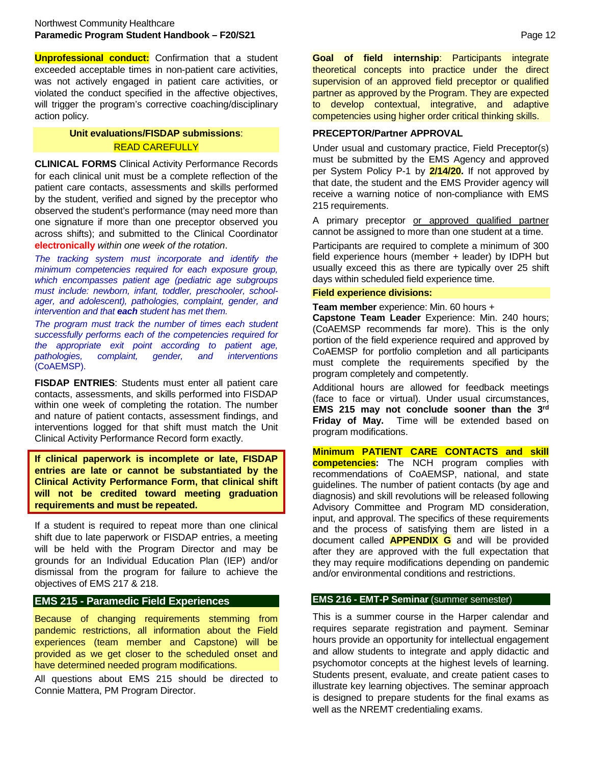**Unprofessional conduct:** Confirmation that a student exceeded acceptable times in non-patient care activities, was not actively engaged in patient care activities, or violated the conduct specified in the affective objectives, will trigger the program's corrective coaching/disciplinary action policy.

**Unit evaluations/FISDAP submissions**:
READ CAREFULLY

**CLINICAL FORMS** Clinical Activity Performance Records for each clinical unit must be a complete reflection of the patient care contacts, assessments and skills performed by the student, verified and signed by the preceptor who observed the student's performance (may need more than one signature if more than one preceptor observed you across shifts); and submitted to the Clinical Coordinator **electronically** *within one week of the rotation*.

*The tracking system must incorporate and identify the minimum competencies required for each exposure group, which encompasses patient age (pediatric age subgroups must include: newborn, infant, toddler, preschooler, school-ager, and adolescent), pathologies, complaint, gender, and intervention and that* ***each*** *student has met them.*

*The program must track the number of times each student successfully performs each of the competencies required for the appropriate exit point according to patient age, pathologies, complaint, gender, and interventions* (CoAEMSP).

**FISDAP ENTRIES**: Students must enter all patient care contacts, assessments, and skills performed into FISDAP within one week of completing the rotation. The number and nature of patient contacts, assessment findings, and interventions logged for that shift must match the Unit Clinical Activity Performance Record form exactly.

**If clinical paperwork is incomplete or late, FISDAP entries are late or cannot be substantiated by the Clinical Activity Performance Form, that clinical shift will not be credited toward meeting graduation requirements and must be repeated.**

If a student is required to repeat more than one clinical shift due to late paperwork or FISDAP entries, a meeting will be held with the Program Director and may be grounds for an Individual Education Plan (IEP) and/or dismissal from the program for failure to achieve the objectives of EMS 217 & 218.

## EMS 215 - Paramedic Field Experiences

Because of changing requirements stemming from pandemic restrictions, all information about the Field experiences (team member and Capstone) will be provided as we get closer to the scheduled onset and have determined needed program modifications.

All questions about EMS 215 should be directed to Connie Mattera, PM Program Director.

**Goal of field internship**: Participants integrate theoretical concepts into practice under the direct supervision of an approved field preceptor or qualified partner as approved by the Program. They are expected to develop contextual, integrative, and adaptive competencies using higher order critical thinking skills.

**PRECEPTOR/Partner APPROVAL**

Under usual and customary practice, Field Preceptor(s) must be submitted by the EMS Agency and approved per System Policy P-1 by **2/14/20.** If not approved by that date, the student and the EMS Provider agency will receive a warning notice of non-compliance with EMS 215 requirements.

A primary preceptor or approved qualified partner cannot be assigned to more than one student at a time.

Participants are required to complete a minimum of 300 field experience hours (member + leader) by IDPH but usually exceed this as there are typically over 25 shift days within scheduled field experience time.

**Field experience divisions:**

**Team member** experience: Min. 60 hours +
**Capstone Team Leader** Experience: Min. 240 hours; (CoAEMSP recommends far more). This is the only portion of the field experience required and approved by CoAEMSP for portfolio completion and all participants must complete the requirements specified by the program completely and competently.

Additional hours are allowed for feedback meetings (face to face or virtual). Under usual circumstances, **EMS 215 may not conclude sooner than the 3rd Friday of May.** Time will be extended based on program modifications.

**Minimum PATIENT CARE CONTACTS and skill competencies:** The NCH program complies with recommendations of CoAEMSP, national, and state guidelines. The number of patient contacts (by age and diagnosis) and skill revolutions will be released following Advisory Committee and Program MD consideration, input, and approval. The specifics of these requirements and the process of satisfying them are listed in a document called **APPENDIX G** and will be provided after they are approved with the full expectation that they may require modifications depending on pandemic and/or environmental conditions and restrictions.

## EMS 216 - EMT-P Seminar (summer semester)

This is a summer course in the Harper calendar and requires separate registration and payment. Seminar hours provide an opportunity for intellectual engagement and allow students to integrate and apply didactic and psychomotor concepts at the highest levels of learning. Students present, evaluate, and create patient cases to illustrate key learning objectives. The seminar approach is designed to prepare students for the final exams as well as the NREMT credentialing exams.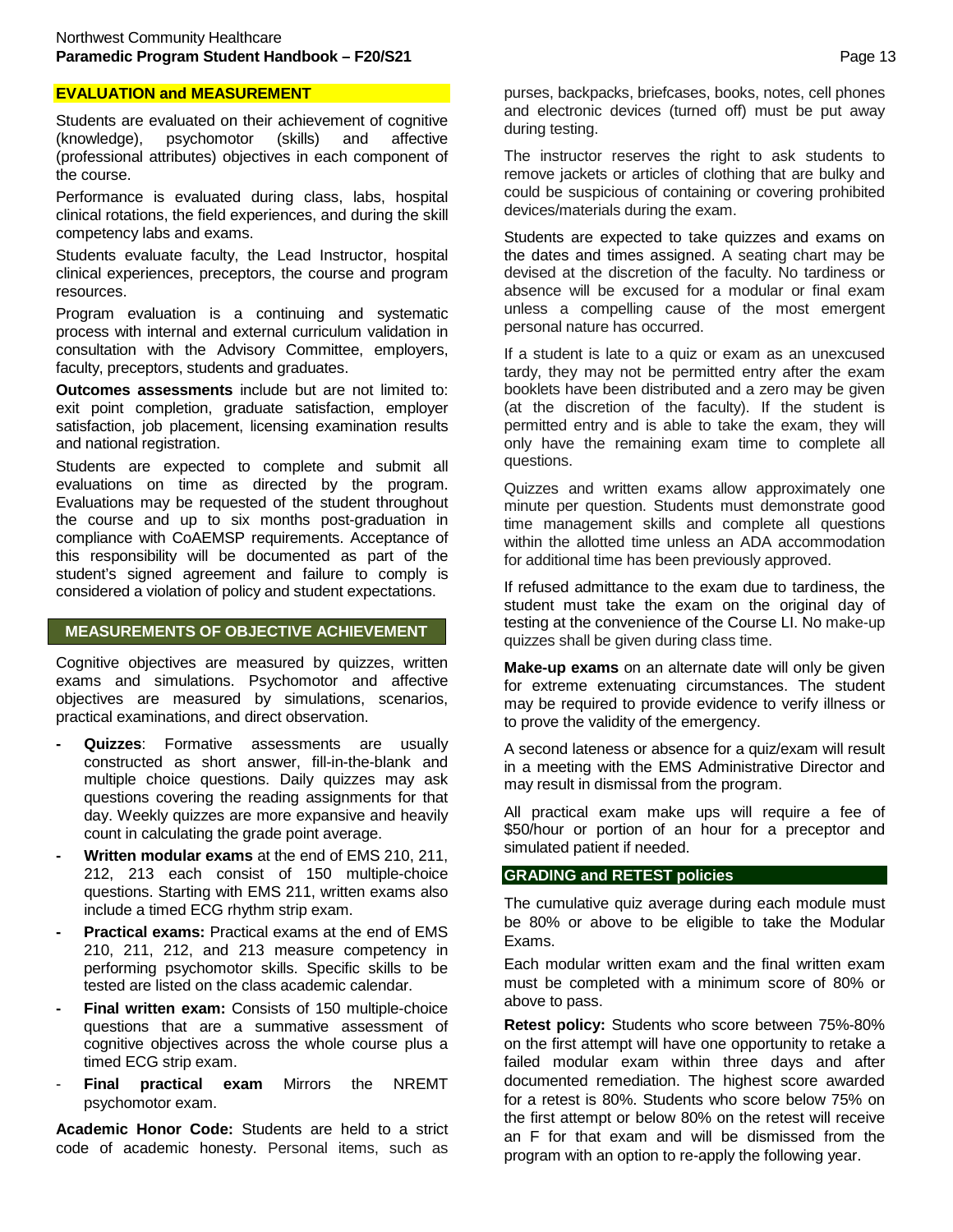## EVALUATION and MEASUREMENT

Students are evaluated on their achievement of cognitive (knowledge), psychomotor (skills) and affective (professional attributes) objectives in each component of the course.

Performance is evaluated during class, labs, hospital clinical rotations, the field experiences, and during the skill competency labs and exams.

Students evaluate faculty, the Lead Instructor, hospital clinical experiences, preceptors, the course and program resources.

Program evaluation is a continuing and systematic process with internal and external curriculum validation in consultation with the Advisory Committee, employers, faculty, preceptors, students and graduates.

**Outcomes assessments** include but are not limited to: exit point completion, graduate satisfaction, employer satisfaction, job placement, licensing examination results and national registration.

Students are expected to complete and submit all evaluations on time as directed by the program. Evaluations may be requested of the student throughout the course and up to six months post-graduation in compliance with CoAEMSP requirements. Acceptance of this responsibility will be documented as part of the student's signed agreement and failure to comply is considered a violation of policy and student expectations.

## MEASUREMENTS OF OBJECTIVE ACHIEVEMENT

Cognitive objectives are measured by quizzes, written exams and simulations. Psychomotor and affective objectives are measured by simulations, scenarios, practical examinations, and direct observation.

- **Quizzes**: Formative assessments are usually constructed as short answer, fill-in-the-blank and multiple choice questions. Daily quizzes may ask questions covering the reading assignments for that day. Weekly quizzes are more expansive and heavily count in calculating the grade point average.
- **Written modular exams** at the end of EMS 210, 211, 212, 213 each consist of 150 multiple-choice questions. Starting with EMS 211, written exams also include a timed ECG rhythm strip exam.
- **Practical exams:** Practical exams at the end of EMS 210, 211, 212, and 213 measure competency in performing psychomotor skills. Specific skills to be tested are listed on the class academic calendar.
- **Final written exam:** Consists of 150 multiple-choice questions that are a summative assessment of cognitive objectives across the whole course plus a timed ECG strip exam.
- **Final practical exam** Mirrors the NREMT psychomotor exam.

**Academic Honor Code:** Students are held to a strict code of academic honesty. Personal items, such as purses, backpacks, briefcases, books, notes, cell phones and electronic devices (turned off) must be put away during testing.

The instructor reserves the right to ask students to remove jackets or articles of clothing that are bulky and could be suspicious of containing or covering prohibited devices/materials during the exam.

Students are expected to take quizzes and exams on the dates and times assigned. A seating chart may be devised at the discretion of the faculty. No tardiness or absence will be excused for a modular or final exam unless a compelling cause of the most emergent personal nature has occurred.

If a student is late to a quiz or exam as an unexcused tardy, they may not be permitted entry after the exam booklets have been distributed and a zero may be given (at the discretion of the faculty). If the student is permitted entry and is able to take the exam, they will only have the remaining exam time to complete all questions.

Quizzes and written exams allow approximately one minute per question. Students must demonstrate good time management skills and complete all questions within the allotted time unless an ADA accommodation for additional time has been previously approved.

If refused admittance to the exam due to tardiness, the student must take the exam on the original day of testing at the convenience of the Course LI. No make-up quizzes shall be given during class time.

**Make-up exams** on an alternate date will only be given for extreme extenuating circumstances. The student may be required to provide evidence to verify illness or to prove the validity of the emergency.

A second lateness or absence for a quiz/exam will result in a meeting with the EMS Administrative Director and may result in dismissal from the program.

All practical exam make ups will require a fee of $50/hour or portion of an hour for a preceptor and simulated patient if needed.

## GRADING and RETEST policies

The cumulative quiz average during each module must be 80% or above to be eligible to take the Modular Exams.

Each modular written exam and the final written exam must be completed with a minimum score of 80% or above to pass.

**Retest policy:** Students who score between 75%-80% on the first attempt will have one opportunity to retake a failed modular exam within three days and after documented remediation. The highest score awarded for a retest is 80%. Students who score below 75% on the first attempt or below 80% on the retest will receive an F for that exam and will be dismissed from the program with an option to re-apply the following year.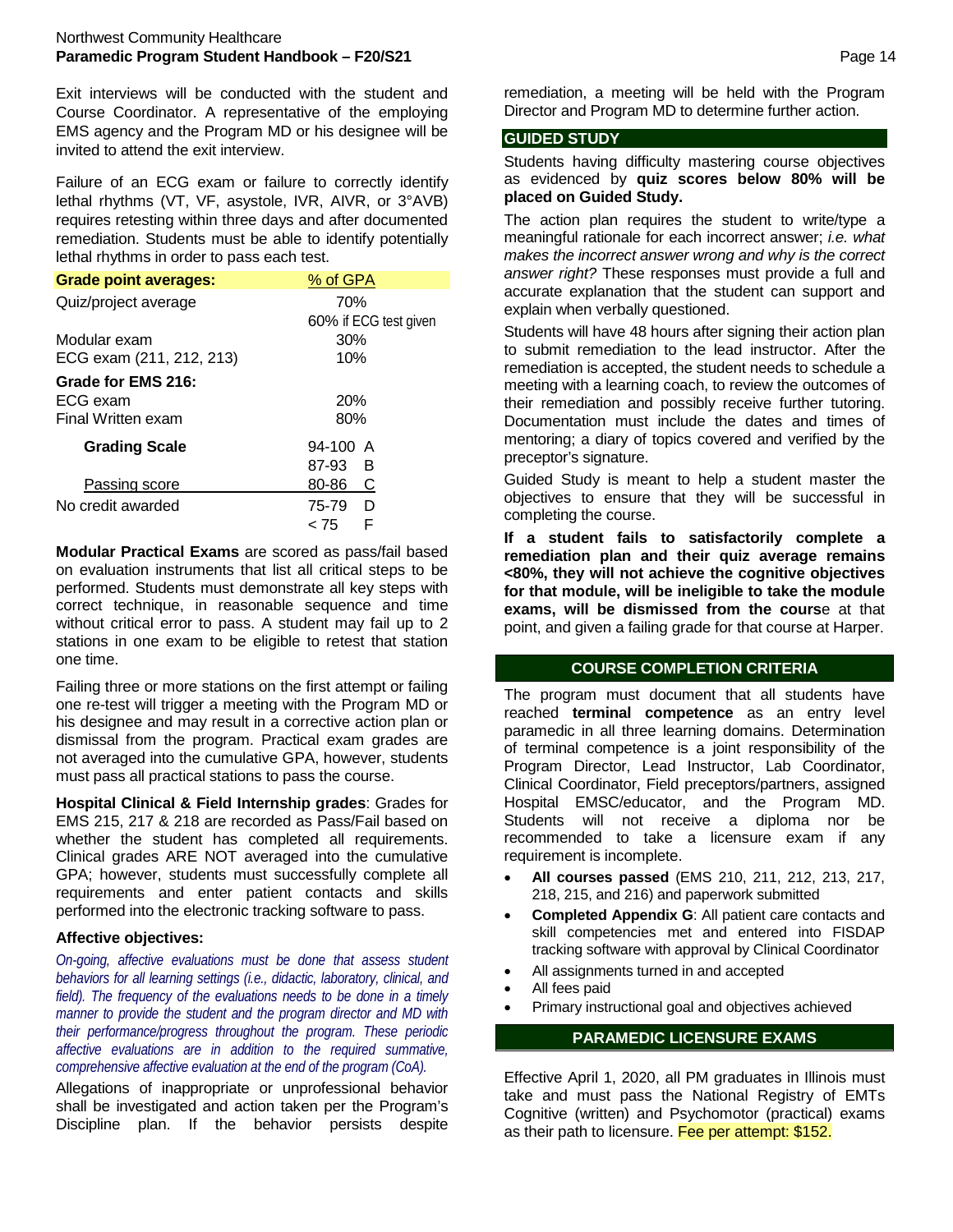Exit interviews will be conducted with the student and Course Coordinator. A representative of the employing EMS agency and the Program MD or his designee will be invited to attend the exit interview.

Failure of an ECG exam or failure to correctly identify lethal rhythms (VT, VF, asystole, IVR, AIVR, or 3°AVB) requires retesting within three days and after documented remediation. Students must be able to identify potentially lethal rhythms in order to pass each test.

| **Grade point averages:** | % of GPA |
|---|---|
| Quiz/project average | 70%<br>60% if ECG test given |
| Modular exam | 30% |
| ECG exam (211, 212, 213) | 10% |
| **Grade for EMS 216:** | |
| ECG exam | 20% |
| Final Written exam | 80% |

| **Grading Scale** | | |
|---|---|---|
| | 94-100 | A |
| | 87-93 | B |
| Passing score | 80-86 | C |
| No credit awarded | 75-79 | D |
| | < 75 | F |

**Modular Practical Exams** are scored as pass/fail based on evaluation instruments that list all critical steps to be performed. Students must demonstrate all key steps with correct technique, in reasonable sequence and time without critical error to pass. A student may fail up to 2 stations in one exam to be eligible to retest that station one time.

Failing three or more stations on the first attempt or failing one re-test will trigger a meeting with the Program MD or his designee and may result in a corrective action plan or dismissal from the program. Practical exam grades are not averaged into the cumulative GPA, however, students must pass all practical stations to pass the course.

**Hospital Clinical & Field Internship grades**: Grades for EMS 215, 217 & 218 are recorded as Pass/Fail based on whether the student has completed all requirements. Clinical grades ARE NOT averaged into the cumulative GPA; however, students must successfully complete all requirements and enter patient contacts and skills performed into the electronic tracking software to pass.

**Affective objectives:**

*On-going, affective evaluations must be done that assess student behaviors for all learning settings (i.e., didactic, laboratory, clinical, and field). The frequency of the evaluations needs to be done in a timely manner to provide the student and the program director and MD with their performance/progress throughout the program. These periodic affective evaluations are in addition to the required summative, comprehensive affective evaluation at the end of the program (CoA).*

Allegations of inappropriate or unprofessional behavior shall be investigated and action taken per the Program's Discipline plan. If the behavior persists despite remediation, a meeting will be held with the Program Director and Program MD to determine further action.

## GUIDED STUDY

Students having difficulty mastering course objectives as evidenced by **quiz scores below 80% will be placed on Guided Study.**

The action plan requires the student to write/type a meaningful rationale for each incorrect answer; *i.e. what makes the incorrect answer wrong and why is the correct answer right?* These responses must provide a full and accurate explanation that the student can support and explain when verbally questioned.

Students will have 48 hours after signing their action plan to submit remediation to the lead instructor. After the remediation is accepted, the student needs to schedule a meeting with a learning coach, to review the outcomes of their remediation and possibly receive further tutoring. Documentation must include the dates and times of mentoring; a diary of topics covered and verified by the preceptor's signature.

Guided Study is meant to help a student master the objectives to ensure that they will be successful in completing the course.

**If a student fails to satisfactorily complete a remediation plan and their quiz average remains <80%, they will not achieve the cognitive objectives for that module, will be ineligible to take the module exams, will be dismissed from the cours**e at that point, and given a failing grade for that course at Harper.

## COURSE COMPLETION CRITERIA

The program must document that all students have reached **terminal competence** as an entry level paramedic in all three learning domains. Determination of terminal competence is a joint responsibility of the Program Director, Lead Instructor, Lab Coordinator, Clinical Coordinator, Field preceptors/partners, assigned Hospital EMSC/educator, and the Program MD. Students will not receive a diploma nor be recommended to take a licensure exam if any requirement is incomplete.

- **All courses passed** (EMS 210, 211, 212, 213, 217, 218, 215, and 216) and paperwork submitted
- **Completed Appendix G**: All patient care contacts and skill competencies met and entered into FISDAP tracking software with approval by Clinical Coordinator
- All assignments turned in and accepted
- All fees paid
- Primary instructional goal and objectives achieved

## PARAMEDIC LICENSURE EXAMS

Effective April 1, 2020, all PM graduates in Illinois must take and must pass the National Registry of EMTs Cognitive (written) and Psychomotor (practical) exams as their path to licensure. Fee per attempt: $152.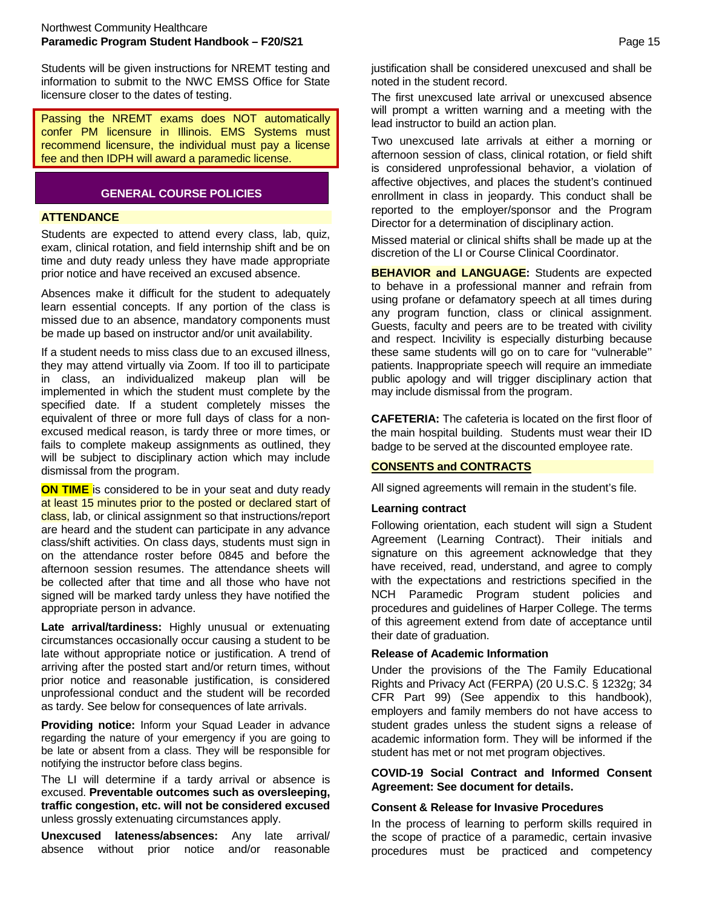Students will be given instructions for NREMT testing and information to submit to the NWC EMSS Office for State licensure closer to the dates of testing.

Passing the NREMT exams does NOT automatically confer PM licensure in Illinois. EMS Systems must recommend licensure, the individual must pay a license fee and then IDPH will award a paramedic license.

## GENERAL COURSE POLICIES

### ATTENDANCE

Students are expected to attend every class, lab, quiz, exam, clinical rotation, and field internship shift and be on time and duty ready unless they have made appropriate prior notice and have received an excused absence.

Absences make it difficult for the student to adequately learn essential concepts. If any portion of the class is missed due to an absence, mandatory components must be made up based on instructor and/or unit availability.

If a student needs to miss class due to an excused illness, they may attend virtually via Zoom. If too ill to participate in class, an individualized makeup plan will be implemented in which the student must complete by the specified date. If a student completely misses the equivalent of three or more full days of class for a non-excused medical reason, is tardy three or more times, or fails to complete makeup assignments as outlined, they will be subject to disciplinary action which may include dismissal from the program.

**ON TIME** is considered to be in your seat and duty ready at least 15 minutes prior to the posted or declared start of class, lab, or clinical assignment so that instructions/report are heard and the student can participate in any advance class/shift activities. On class days, students must sign in on the attendance roster before 0845 and before the afternoon session resumes. The attendance sheets will be collected after that time and all those who have not signed will be marked tardy unless they have notified the appropriate person in advance.

**Late arrival/tardiness:** Highly unusual or extenuating circumstances occasionally occur causing a student to be late without appropriate notice or justification. A trend of arriving after the posted start and/or return times, without prior notice and reasonable justification, is considered unprofessional conduct and the student will be recorded as tardy. See below for consequences of late arrivals.

**Providing notice:** Inform your Squad Leader in advance regarding the nature of your emergency if you are going to be late or absent from a class. They will be responsible for notifying the instructor before class begins.

The LI will determine if a tardy arrival or absence is excused. **Preventable outcomes such as oversleeping, traffic congestion, etc. will not be considered excused** unless grossly extenuating circumstances apply.

**Unexcused lateness/absences:** Any late arrival/ absence without prior notice and/or reasonable justification shall be considered unexcused and shall be noted in the student record.

The first unexcused late arrival or unexcused absence will prompt a written warning and a meeting with the lead instructor to build an action plan.

Two unexcused late arrivals at either a morning or afternoon session of class, clinical rotation, or field shift is considered unprofessional behavior, a violation of affective objectives, and places the student's continued enrollment in class in jeopardy. This conduct shall be reported to the employer/sponsor and the Program Director for a determination of disciplinary action.

Missed material or clinical shifts shall be made up at the discretion of the LI or Course Clinical Coordinator.

**BEHAVIOR and LANGUAGE:** Students are expected to behave in a professional manner and refrain from using profane or defamatory speech at all times during any program function, class or clinical assignment. Guests, faculty and peers are to be treated with civility and respect. Incivility is especially disturbing because these same students will go on to care for ''vulnerable'' patients. Inappropriate speech will require an immediate public apology and will trigger disciplinary action that may include dismissal from the program.

**CAFETERIA:** The cafeteria is located on the first floor of the main hospital building. Students must wear their ID badge to be served at the discounted employee rate.

### CONSENTS and CONTRACTS

All signed agreements will remain in the student's file.

**Learning contract**

Following orientation, each student will sign a Student Agreement (Learning Contract). Their initials and signature on this agreement acknowledge that they have received, read, understand, and agree to comply with the expectations and restrictions specified in the NCH Paramedic Program student policies and procedures and guidelines of Harper College. The terms of this agreement extend from date of acceptance until their date of graduation.

**Release of Academic Information**

Under the provisions of the The Family Educational Rights and Privacy Act (FERPA) (20 U.S.C. § 1232g; 34 CFR Part 99) (See appendix to this handbook), employers and family members do not have access to student grades unless the student signs a release of academic information form. They will be informed if the student has met or not met program objectives.

**COVID-19 Social Contract and Informed Consent Agreement: See document for details.**

**Consent & Release for Invasive Procedures**

In the process of learning to perform skills required in the scope of practice of a paramedic, certain invasive procedures must be practiced and competency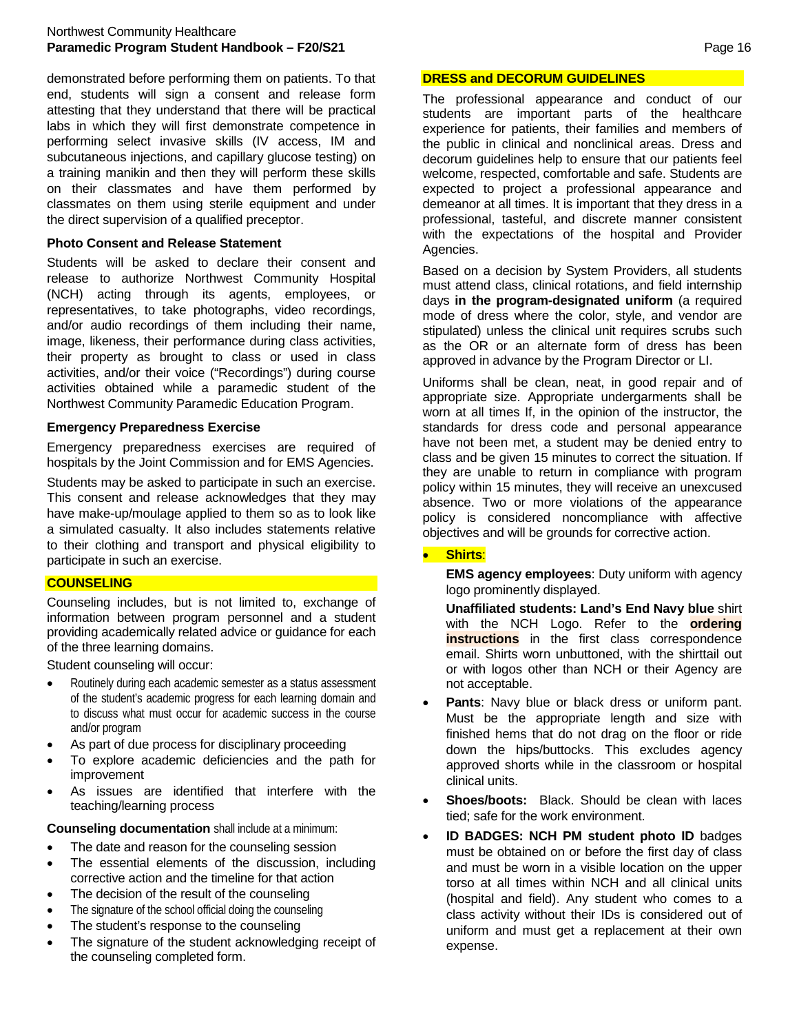demonstrated before performing them on patients. To that end, students will sign a consent and release form attesting that they understand that there will be practical labs in which they will first demonstrate competence in performing select invasive skills (IV access, IM and subcutaneous injections, and capillary glucose testing) on a training manikin and then they will perform these skills on their classmates and have them performed by classmates on them using sterile equipment and under the direct supervision of a qualified preceptor.

**Photo Consent and Release Statement**

Students will be asked to declare their consent and release to authorize Northwest Community Hospital (NCH) acting through its agents, employees, or representatives, to take photographs, video recordings, and/or audio recordings of them including their name, image, likeness, their performance during class activities, their property as brought to class or used in class activities, and/or their voice ("Recordings") during course activities obtained while a paramedic student of the Northwest Community Paramedic Education Program.

**Emergency Preparedness Exercise**

Emergency preparedness exercises are required of hospitals by the Joint Commission and for EMS Agencies.

Students may be asked to participate in such an exercise. This consent and release acknowledges that they may have make-up/moulage applied to them so as to look like a simulated casualty. It also includes statements relative to their clothing and transport and physical eligibility to participate in such an exercise.

## COUNSELING

Counseling includes, but is not limited to, exchange of information between program personnel and a student providing academically related advice or guidance for each of the three learning domains.

Student counseling will occur:

- Routinely during each academic semester as a status assessment of the student's academic progress for each learning domain and to discuss what must occur for academic success in the course and/or program
- As part of due process for disciplinary proceeding
- To explore academic deficiencies and the path for improvement
- As issues are identified that interfere with the teaching/learning process

**Counseling documentation** shall include at a minimum:

- The date and reason for the counseling session
- The essential elements of the discussion, including corrective action and the timeline for that action
- The decision of the result of the counseling
- The signature of the school official doing the counseling
- The student's response to the counseling
- The signature of the student acknowledging receipt of the counseling completed form.

## DRESS and DECORUM GUIDELINES

The professional appearance and conduct of our students are important parts of the healthcare experience for patients, their families and members of the public in clinical and nonclinical areas. Dress and decorum guidelines help to ensure that our patients feel welcome, respected, comfortable and safe. Students are expected to project a professional appearance and demeanor at all times. It is important that they dress in a professional, tasteful, and discrete manner consistent with the expectations of the hospital and Provider Agencies.

Based on a decision by System Providers, all students must attend class, clinical rotations, and field internship days **in the program-designated uniform** (a required mode of dress where the color, style, and vendor are stipulated) unless the clinical unit requires scrubs such as the OR or an alternate form of dress has been approved in advance by the Program Director or LI.

Uniforms shall be clean, neat, in good repair and of appropriate size. Appropriate undergarments shall be worn at all times If, in the opinion of the instructor, the standards for dress code and personal appearance have not been met, a student may be denied entry to class and be given 15 minutes to correct the situation. If they are unable to return in compliance with program policy within 15 minutes, they will receive an unexcused absence. Two or more violations of the appearance policy is considered noncompliance with affective objectives and will be grounds for corrective action.

- **Shirts**:

  **EMS agency employees**: Duty uniform with agency logo prominently displayed.

  **Unaffiliated students: Land's End Navy blue** shirt with the NCH Logo. Refer to the **ordering instructions** in the first class correspondence email. Shirts worn unbuttoned, with the shirttail out or with logos other than NCH or their Agency are not acceptable.

- **Pants**: Navy blue or black dress or uniform pant. Must be the appropriate length and size with finished hems that do not drag on the floor or ride down the hips/buttocks. This excludes agency approved shorts while in the classroom or hospital clinical units.
- **Shoes/boots:** Black. Should be clean with laces tied; safe for the work environment.
- **ID BADGES: NCH PM student photo ID** badges must be obtained on or before the first day of class and must be worn in a visible location on the upper torso at all times within NCH and all clinical units (hospital and field). Any student who comes to a class activity without their IDs is considered out of uniform and must get a replacement at their own expense.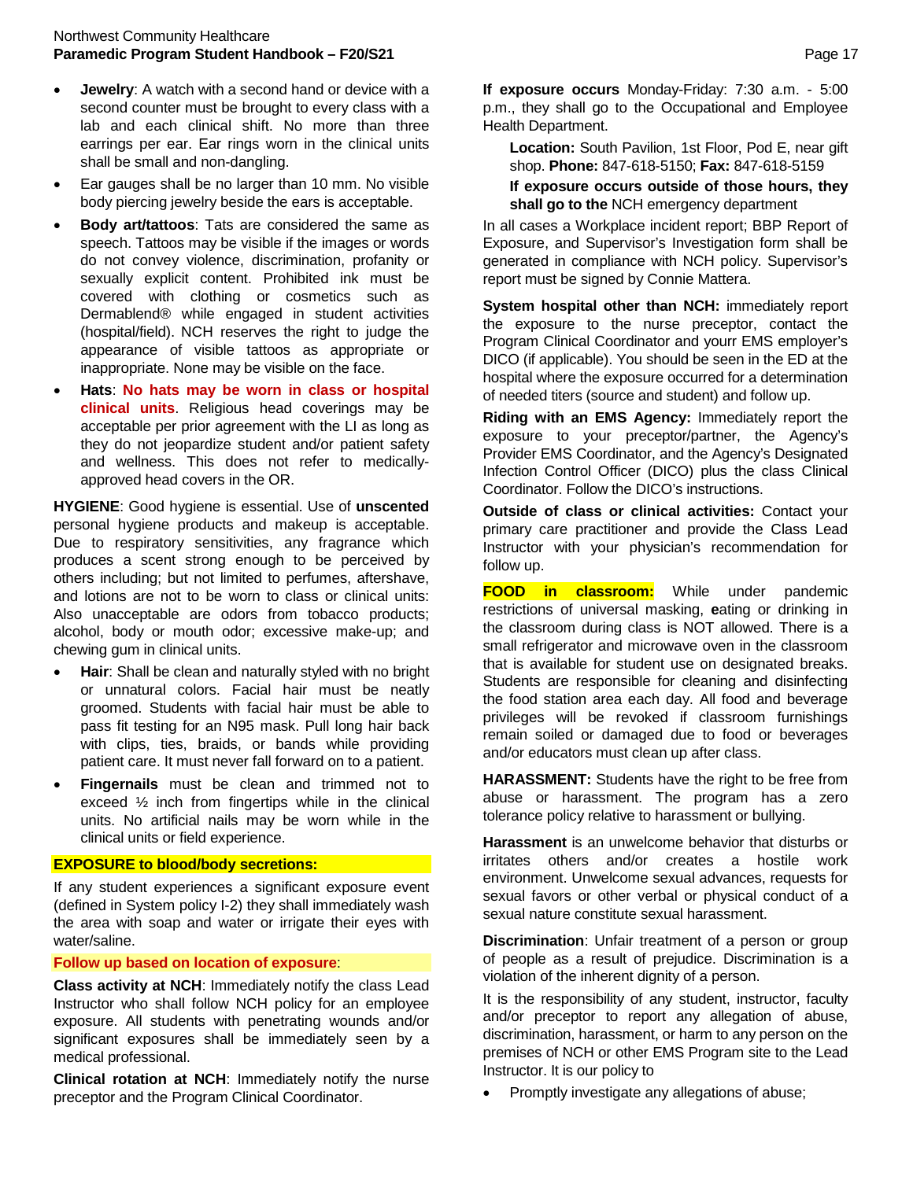- **Jewelry**: A watch with a second hand or device with a second counter must be brought to every class with a lab and each clinical shift. No more than three earrings per ear. Ear rings worn in the clinical units shall be small and non-dangling.
- Ear gauges shall be no larger than 10 mm. No visible body piercing jewelry beside the ears is acceptable.
- **Body art/tattoos**: Tats are considered the same as speech. Tattoos may be visible if the images or words do not convey violence, discrimination, profanity or sexually explicit content. Prohibited ink must be covered with clothing or cosmetics such as Dermablend® while engaged in student activities (hospital/field). NCH reserves the right to judge the appearance of visible tattoos as appropriate or inappropriate. None may be visible on the face.
- **Hats**: **No hats may be worn in class or hospital clinical units**. Religious head coverings may be acceptable per prior agreement with the LI as long as they do not jeopardize student and/or patient safety and wellness. This does not refer to medically-approved head covers in the OR.

**HYGIENE**: Good hygiene is essential. Use of **unscented** personal hygiene products and makeup is acceptable. Due to respiratory sensitivities, any fragrance which produces a scent strong enough to be perceived by others including; but not limited to perfumes, aftershave, and lotions are not to be worn to class or clinical units: Also unacceptable are odors from tobacco products; alcohol, body or mouth odor; excessive make-up; and chewing gum in clinical units.

- **Hair**: Shall be clean and naturally styled with no bright or unnatural colors. Facial hair must be neatly groomed. Students with facial hair must be able to pass fit testing for an N95 mask. Pull long hair back with clips, ties, braids, or bands while providing patient care. It must never fall forward on to a patient.
- **Fingernails** must be clean and trimmed not to exceed ½ inch from fingertips while in the clinical units. No artificial nails may be worn while in the clinical units or field experience.

**EXPOSURE to blood/body secretions:**

If any student experiences a significant exposure event (defined in System policy I-2) they shall immediately wash the area with soap and water or irrigate their eyes with water/saline.

**Follow up based on location of exposure**:

**Class activity at NCH**: Immediately notify the class Lead Instructor who shall follow NCH policy for an employee exposure. All students with penetrating wounds and/or significant exposures shall be immediately seen by a medical professional.

**Clinical rotation at NCH**: Immediately notify the nurse preceptor and the Program Clinical Coordinator.

**If exposure occurs** Monday-Friday: 7:30 a.m. - 5:00 p.m., they shall go to the Occupational and Employee Health Department.

> **Location:** South Pavilion, 1st Floor, Pod E, near gift shop. **Phone:** 847-618-5150; **Fax:** 847-618-5159
>
> **If exposure occurs outside of those hours, they shall go to the** NCH emergency department

In all cases a Workplace incident report; BBP Report of Exposure, and Supervisor's Investigation form shall be generated in compliance with NCH policy. Supervisor's report must be signed by Connie Mattera.

**System hospital other than NCH:** immediately report the exposure to the nurse preceptor, contact the Program Clinical Coordinator and yourr EMS employer's DICO (if applicable). You should be seen in the ED at the hospital where the exposure occurred for a determination of needed titers (source and student) and follow up.

**Riding with an EMS Agency:** Immediately report the exposure to your preceptor/partner, the Agency's Provider EMS Coordinator, and the Agency's Designated Infection Control Officer (DICO) plus the class Clinical Coordinator. Follow the DICO's instructions.

**Outside of class or clinical activities:** Contact your primary care practitioner and provide the Class Lead Instructor with your physician's recommendation for follow up.

**FOOD in classroom:** While under pandemic restrictions of universal masking, **e**ating or drinking in the classroom during class is NOT allowed. There is a small refrigerator and microwave oven in the classroom that is available for student use on designated breaks. Students are responsible for cleaning and disinfecting the food station area each day. All food and beverage privileges will be revoked if classroom furnishings remain soiled or damaged due to food or beverages and/or educators must clean up after class.

**HARASSMENT:** Students have the right to be free from abuse or harassment. The program has a zero tolerance policy relative to harassment or bullying.

**Harassment** is an unwelcome behavior that disturbs or irritates others and/or creates a hostile work environment. Unwelcome sexual advances, requests for sexual favors or other verbal or physical conduct of a sexual nature constitute sexual harassment.

**Discrimination**: Unfair treatment of a person or group of people as a result of prejudice. Discrimination is a violation of the inherent dignity of a person.

It is the responsibility of any student, instructor, faculty and/or preceptor to report any allegation of abuse, discrimination, harassment, or harm to any person on the premises of NCH or other EMS Program site to the Lead Instructor. It is our policy to

- Promptly investigate any allegations of abuse;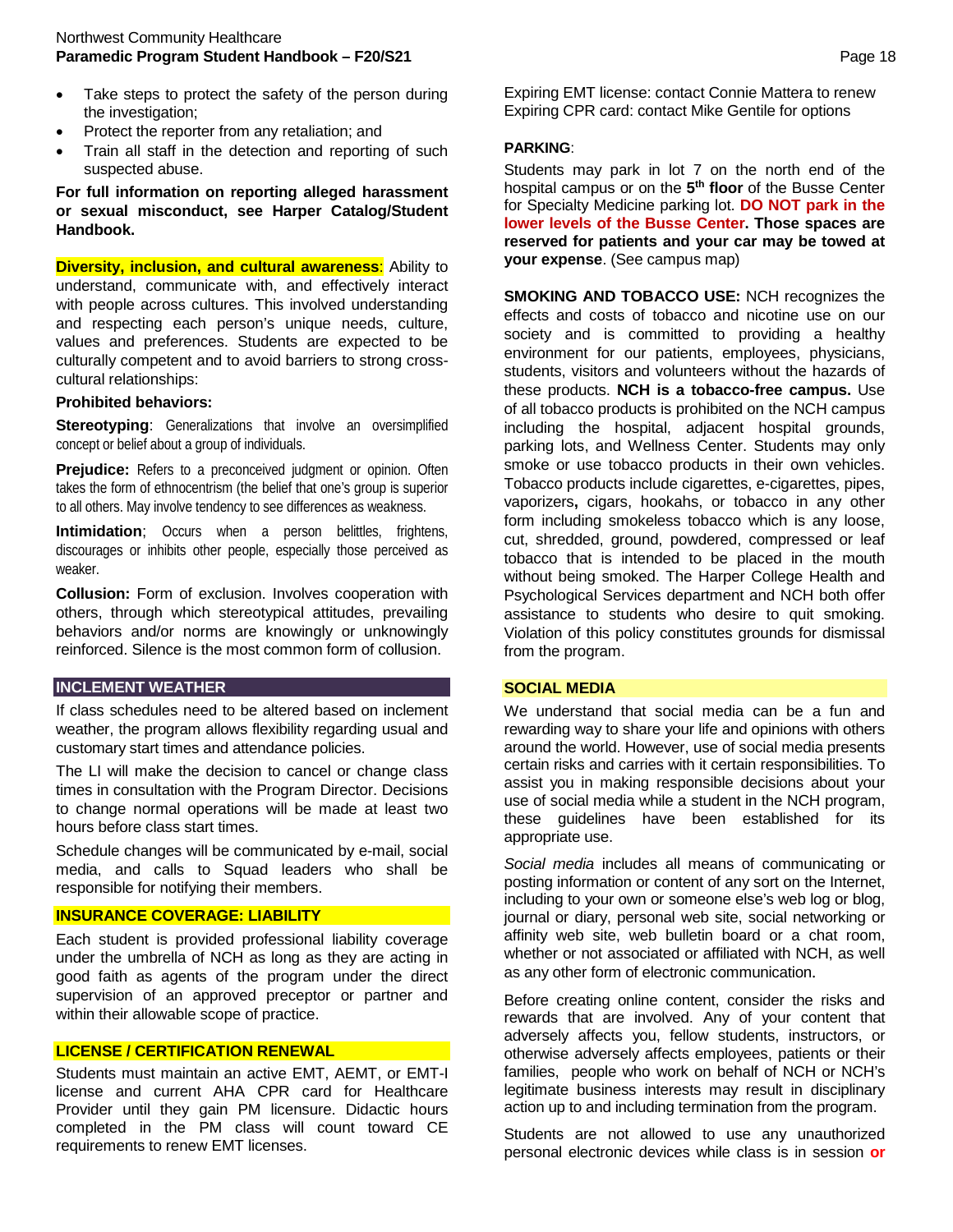- Take steps to protect the safety of the person during the investigation;
- Protect the reporter from any retaliation; and
- Train all staff in the detection and reporting of such suspected abuse.

**For full information on reporting alleged harassment or sexual misconduct, see Harper Catalog/Student Handbook.**

**Diversity, inclusion, and cultural awareness**: Ability to understand, communicate with, and effectively interact with people across cultures. This involved understanding and respecting each person's unique needs, culture, values and preferences. Students are expected to be culturally competent and to avoid barriers to strong cross-cultural relationships:

**Prohibited behaviors:**

**Stereotyping**: Generalizations that involve an oversimplified concept or belief about a group of individuals.

**Prejudice:** Refers to a preconceived judgment or opinion. Often takes the form of ethnocentrism (the belief that one's group is superior to all others. May involve tendency to see differences as weakness.

**Intimidation**; Occurs when a person belittles, frightens, discourages or inhibits other people, especially those perceived as weaker.

**Collusion:** Form of exclusion. Involves cooperation with others, through which stereotypical attitudes, prevailing behaviors and/or norms are knowingly or unknowingly reinforced. Silence is the most common form of collusion.

## INCLEMENT WEATHER

If class schedules need to be altered based on inclement weather, the program allows flexibility regarding usual and customary start times and attendance policies.

The LI will make the decision to cancel or change class times in consultation with the Program Director. Decisions to change normal operations will be made at least two hours before class start times.

Schedule changes will be communicated by e-mail, social media, and calls to Squad leaders who shall be responsible for notifying their members.

## INSURANCE COVERAGE: LIABILITY

Each student is provided professional liability coverage under the umbrella of NCH as long as they are acting in good faith as agents of the program under the direct supervision of an approved preceptor or partner and within their allowable scope of practice.

## LICENSE / CERTIFICATION RENEWAL

Students must maintain an active EMT, AEMT, or EMT-I license and current AHA CPR card for Healthcare Provider until they gain PM licensure. Didactic hours completed in the PM class will count toward CE requirements to renew EMT licenses.

Expiring EMT license: contact Connie Mattera to renew
Expiring CPR card: contact Mike Gentile for options

**PARKING**:

Students may park in lot 7 on the north end of the hospital campus or on the **5th floor** of the Busse Center for Specialty Medicine parking lot. **DO NOT park in the lower levels of the Busse Center. Those spaces are reserved for patients and your car may be towed at your expense**. (See campus map)

**SMOKING AND TOBACCO USE:** NCH recognizes the effects and costs of tobacco and nicotine use on our society and is committed to providing a healthy environment for our patients, employees, physicians, students, visitors and volunteers without the hazards of these products. **NCH is a tobacco-free campus.** Use of all tobacco products is prohibited on the NCH campus including the hospital, adjacent hospital grounds, parking lots, and Wellness Center. Students may only smoke or use tobacco products in their own vehicles. Tobacco products include cigarettes, e-cigarettes, pipes, vaporizers**,** cigars, hookahs, or tobacco in any other form including smokeless tobacco which is any loose, cut, shredded, ground, powdered, compressed or leaf tobacco that is intended to be placed in the mouth without being smoked. The Harper College Health and Psychological Services department and NCH both offer assistance to students who desire to quit smoking. Violation of this policy constitutes grounds for dismissal from the program.

## SOCIAL MEDIA

We understand that social media can be a fun and rewarding way to share your life and opinions with others around the world. However, use of social media presents certain risks and carries with it certain responsibilities. To assist you in making responsible decisions about your use of social media while a student in the NCH program, these guidelines have been established for its appropriate use.

*Social media* includes all means of communicating or posting information or content of any sort on the Internet, including to your own or someone else's web log or blog, journal or diary, personal web site, social networking or affinity web site, web bulletin board or a chat room, whether or not associated or affiliated with NCH, as well as any other form of electronic communication.

Before creating online content, consider the risks and rewards that are involved. Any of your content that adversely affects you, fellow students, instructors, or otherwise adversely affects employees, patients or their families, people who work on behalf of NCH or NCH's legitimate business interests may result in disciplinary action up to and including termination from the program.

Students are not allowed to use any unauthorized personal electronic devices while class is in session **or**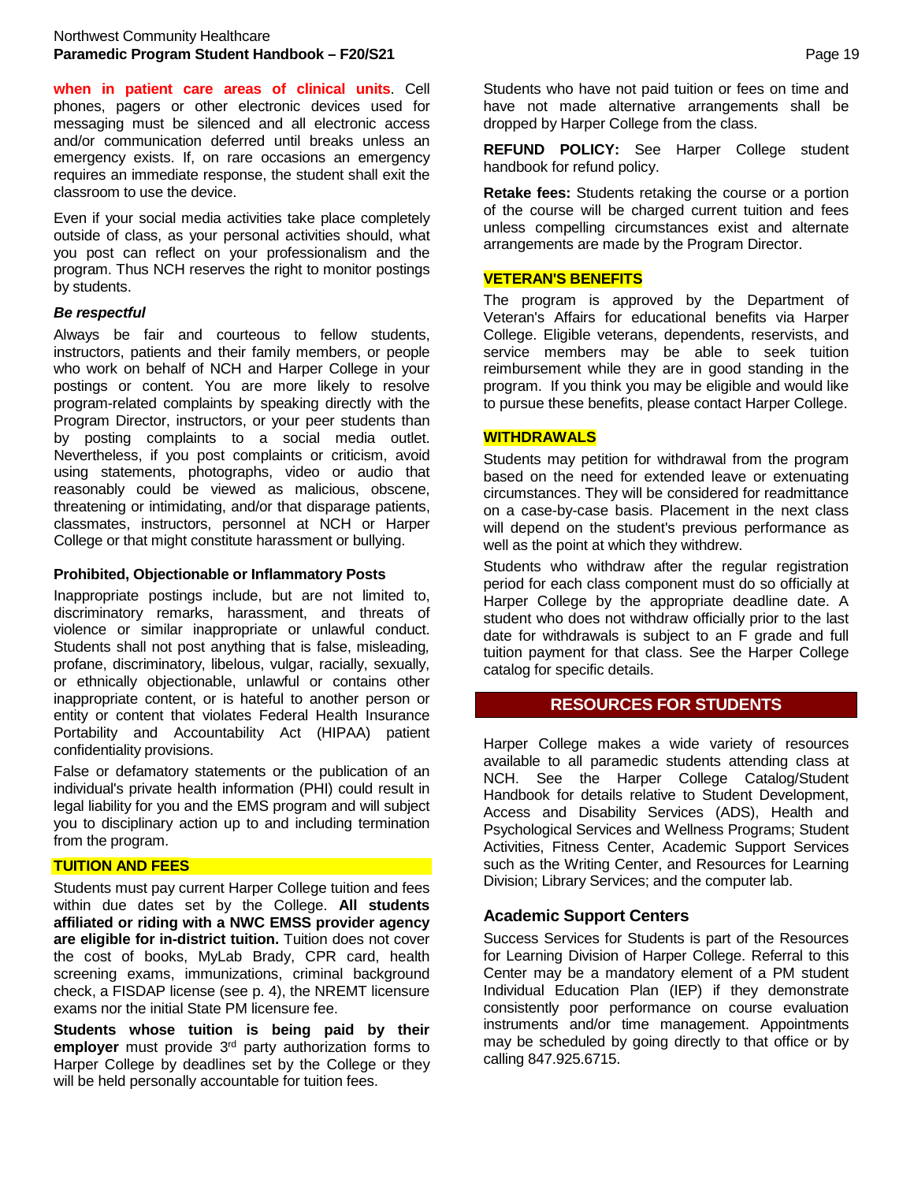**when in patient care areas of clinical units**. Cell phones, pagers or other electronic devices used for messaging must be silenced and all electronic access and/or communication deferred until breaks unless an emergency exists. If, on rare occasions an emergency requires an immediate response, the student shall exit the classroom to use the device.

Even if your social media activities take place completely outside of class, as your personal activities should, what you post can reflect on your professionalism and the program. Thus NCH reserves the right to monitor postings by students.

***Be respectful***

Always be fair and courteous to fellow students, instructors, patients and their family members, or people who work on behalf of NCH and Harper College in your postings or content. You are more likely to resolve program-related complaints by speaking directly with the Program Director, instructors, or your peer students than by posting complaints to a social media outlet. Nevertheless, if you post complaints or criticism, avoid using statements, photographs, video or audio that reasonably could be viewed as malicious, obscene, threatening or intimidating, and/or that disparage patients, classmates, instructors, personnel at NCH or Harper College or that might constitute harassment or bullying.

**Prohibited, Objectionable or Inflammatory Posts**

Inappropriate postings include, but are not limited to, discriminatory remarks, harassment, and threats of violence or similar inappropriate or unlawful conduct. Students shall not post anything that is false, misleading, profane, discriminatory, libelous, vulgar, racially, sexually, or ethnically objectionable, unlawful or contains other inappropriate content, or is hateful to another person or entity or content that violates Federal Health Insurance Portability and Accountability Act (HIPAA) patient confidentiality provisions.

False or defamatory statements or the publication of an individual's private health information (PHI) could result in legal liability for you and the EMS program and will subject you to disciplinary action up to and including termination from the program.

## TUITION AND FEES

Students must pay current Harper College tuition and fees within due dates set by the College. **All students affiliated or riding with a NWC EMSS provider agency are eligible for in-district tuition.** Tuition does not cover the cost of books, MyLab Brady, CPR card, health screening exams, immunizations, criminal background check, a FISDAP license (see p. 4), the NREMT licensure exams nor the initial State PM licensure fee.

**Students whose tuition is being paid by their employer** must provide 3rd party authorization forms to Harper College by deadlines set by the College or they will be held personally accountable for tuition fees.

Students who have not paid tuition or fees on time and have not made alternative arrangements shall be dropped by Harper College from the class.

**REFUND POLICY:** See Harper College student handbook for refund policy.

**Retake fees:** Students retaking the course or a portion of the course will be charged current tuition and fees unless compelling circumstances exist and alternate arrangements are made by the Program Director.

## VETERAN'S BENEFITS

The program is approved by the Department of Veteran's Affairs for educational benefits via Harper College. Eligible veterans, dependents, reservists, and service members may be able to seek tuition reimbursement while they are in good standing in the program. If you think you may be eligible and would like to pursue these benefits, please contact Harper College.

## WITHDRAWALS

Students may petition for withdrawal from the program based on the need for extended leave or extenuating circumstances. They will be considered for readmittance on a case-by-case basis. Placement in the next class will depend on the student's previous performance as well as the point at which they withdrew.

Students who withdraw after the regular registration period for each class component must do so officially at Harper College by the appropriate deadline date. A student who does not withdraw officially prior to the last date for withdrawals is subject to an F grade and full tuition payment for that class. See the Harper College catalog for specific details.

# RESOURCES FOR STUDENTS

Harper College makes a wide variety of resources available to all paramedic students attending class at NCH. See the Harper College Catalog/Student Handbook for details relative to Student Development, Access and Disability Services (ADS), Health and Psychological Services and Wellness Programs; Student Activities, Fitness Center, Academic Support Services such as the Writing Center, and Resources for Learning Division; Library Services; and the computer lab.

### Academic Support Centers

Success Services for Students is part of the Resources for Learning Division of Harper College. Referral to this Center may be a mandatory element of a PM student Individual Education Plan (IEP) if they demonstrate consistently poor performance on course evaluation instruments and/or time management. Appointments may be scheduled by going directly to that office or by calling 847.925.6715.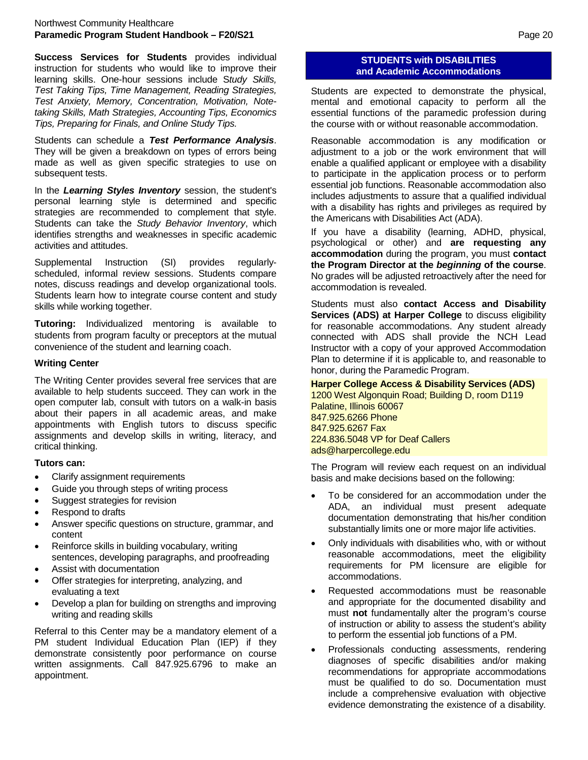**Success Services for Students** provides individual instruction for students who would like to improve their learning skills. One-hour sessions include *Study Skills, Test Taking Tips, Time Management, Reading Strategies, Test Anxiety, Memory, Concentration, Motivation, Note-taking Skills, Math Strategies, Accounting Tips, Economics Tips, Preparing for Finals, and Online Study Tips.*

Students can schedule a ***Test Performance Analysis***. They will be given a breakdown on types of errors being made as well as given specific strategies to use on subsequent tests.

In the ***Learning Styles Inventory*** session, the student's personal learning style is determined and specific strategies are recommended to complement that style. Students can take the *Study Behavior Inventory*, which identifies strengths and weaknesses in specific academic activities and attitudes.

Supplemental Instruction (SI) provides regularly-scheduled, informal review sessions. Students compare notes, discuss readings and develop organizational tools. Students learn how to integrate course content and study skills while working together.

**Tutoring:** Individualized mentoring is available to students from program faculty or preceptors at the mutual convenience of the student and learning coach.

**Writing Center**

The Writing Center provides several free services that are available to help students succeed. They can work in the open computer lab, consult with tutors on a walk-in basis about their papers in all academic areas, and make appointments with English tutors to discuss specific assignments and develop skills in writing, literacy, and critical thinking.

**Tutors can:**

- Clarify assignment requirements
- Guide you through steps of writing process
- Suggest strategies for revision
- Respond to drafts
- Answer specific questions on structure, grammar, and content
- Reinforce skills in building vocabulary, writing sentences, developing paragraphs, and proofreading
- Assist with documentation
- Offer strategies for interpreting, analyzing, and evaluating a text
- Develop a plan for building on strengths and improving writing and reading skills

Referral to this Center may be a mandatory element of a PM student Individual Education Plan (IEP) if they demonstrate consistently poor performance on course written assignments. Call 847.925.6796 to make an appointment.

## STUDENTS with DISABILITIES and Academic Accommodations

Students are expected to demonstrate the physical, mental and emotional capacity to perform all the essential functions of the paramedic profession during the course with or without reasonable accommodation.

Reasonable accommodation is any modification or adjustment to a job or the work environment that will enable a qualified applicant or employee with a disability to participate in the application process or to perform essential job functions. Reasonable accommodation also includes adjustments to assure that a qualified individual with a disability has rights and privileges as required by the Americans with Disabilities Act (ADA).

If you have a disability (learning, ADHD, physical, psychological or other) and **are requesting any accommodation** during the program, you must **contact the Program Director at the *beginning* of the course**. No grades will be adjusted retroactively after the need for accommodation is revealed.

Students must also **contact Access and Disability Services (ADS) at Harper College** to discuss eligibility for reasonable accommodations. Any student already connected with ADS shall provide the NCH Lead Instructor with a copy of your approved Accommodation Plan to determine if it is applicable to, and reasonable to honor, during the Paramedic Program.

**Harper College Access & Disability Services (ADS)**
1200 West Algonquin Road; Building D, room D119
Palatine, Illinois 60067
847.925.6266 Phone
847.925.6267 Fax
224.836.5048 VP for Deaf Callers
ads@harpercollege.edu

The Program will review each request on an individual basis and make decisions based on the following:

- To be considered for an accommodation under the ADA, an individual must present adequate documentation demonstrating that his/her condition substantially limits one or more major life activities.
- Only individuals with disabilities who, with or without reasonable accommodations, meet the eligibility requirements for PM licensure are eligible for accommodations.
- Requested accommodations must be reasonable and appropriate for the documented disability and must **not** fundamentally alter the program's course of instruction or ability to assess the student's ability to perform the essential job functions of a PM.
- Professionals conducting assessments, rendering diagnoses of specific disabilities and/or making recommendations for appropriate accommodations must be qualified to do so. Documentation must include a comprehensive evaluation with objective evidence demonstrating the existence of a disability.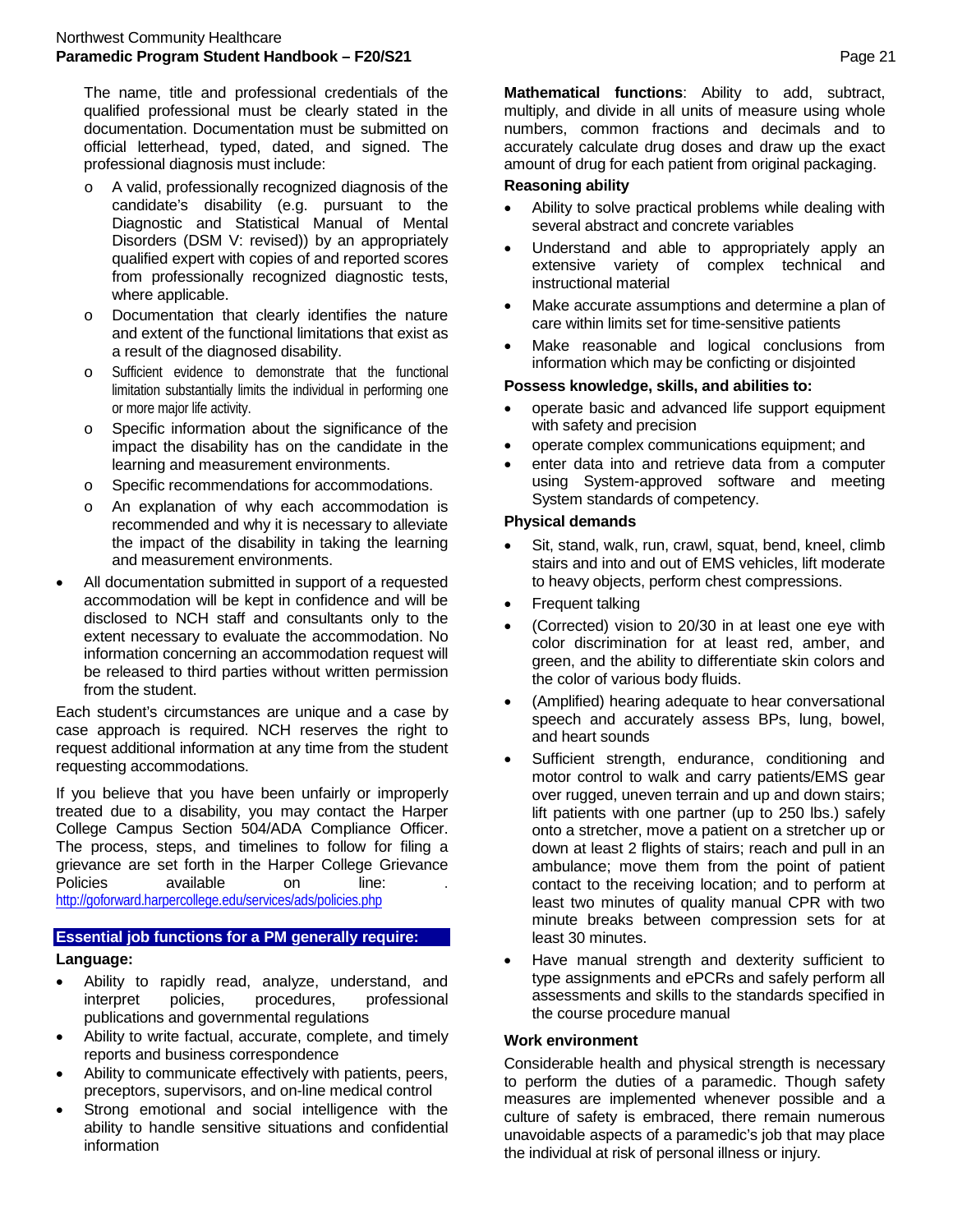The name, title and professional credentials of the qualified professional must be clearly stated in the documentation. Documentation must be submitted on official letterhead, typed, dated, and signed. The professional diagnosis must include:

- o A valid, professionally recognized diagnosis of the candidate's disability (e.g. pursuant to the Diagnostic and Statistical Manual of Mental Disorders (DSM V: revised)) by an appropriately qualified expert with copies of and reported scores from professionally recognized diagnostic tests, where applicable.
- o Documentation that clearly identifies the nature and extent of the functional limitations that exist as a result of the diagnosed disability.
- o Sufficient evidence to demonstrate that the functional limitation substantially limits the individual in performing one or more major life activity.
- o Specific information about the significance of the impact the disability has on the candidate in the learning and measurement environments.
- o Specific recommendations for accommodations.
- o An explanation of why each accommodation is recommended and why it is necessary to alleviate the impact of the disability in taking the learning and measurement environments.

- All documentation submitted in support of a requested accommodation will be kept in confidence and will be disclosed to NCH staff and consultants only to the extent necessary to evaluate the accommodation. No information concerning an accommodation request will be released to third parties without written permission from the student.

Each student's circumstances are unique and a case by case approach is required. NCH reserves the right to request additional information at any time from the student requesting accommodations.

If you believe that you have been unfairly or improperly treated due to a disability, you may contact the Harper College Campus Section 504/ADA Compliance Officer. The process, steps, and timelines to follow for filing a grievance are set forth in the Harper College Grievance Policies available on line: . http://goforward.harpercollege.edu/services/ads/policies.php

## Essential job functions for a PM generally require:

**Language:**

- Ability to rapidly read, analyze, understand, and interpret policies, procedures, professional publications and governmental regulations
- Ability to write factual, accurate, complete, and timely reports and business correspondence
- Ability to communicate effectively with patients, peers, preceptors, supervisors, and on-line medical control
- Strong emotional and social intelligence with the ability to handle sensitive situations and confidential information

**Mathematical functions**: Ability to add, subtract, multiply, and divide in all units of measure using whole numbers, common fractions and decimals and to accurately calculate drug doses and draw up the exact amount of drug for each patient from original packaging.

**Reasoning ability**

- Ability to solve practical problems while dealing with several abstract and concrete variables
- Understand and able to appropriately apply an extensive variety of complex technical and instructional material
- Make accurate assumptions and determine a plan of care within limits set for time-sensitive patients
- Make reasonable and logical conclusions from information which may be conficting or disjointed

**Possess knowledge, skills, and abilities to:**

- operate basic and advanced life support equipment with safety and precision
- operate complex communications equipment; and
- enter data into and retrieve data from a computer using System-approved software and meeting System standards of competency.

**Physical demands**

- Sit, stand, walk, run, crawl, squat, bend, kneel, climb stairs and into and out of EMS vehicles, lift moderate to heavy objects, perform chest compressions.
- Frequent talking
- (Corrected) vision to 20/30 in at least one eye with color discrimination for at least red, amber, and green, and the ability to differentiate skin colors and the color of various body fluids.
- (Amplified) hearing adequate to hear conversational speech and accurately assess BPs, lung, bowel, and heart sounds
- Sufficient strength, endurance, conditioning and motor control to walk and carry patients/EMS gear over rugged, uneven terrain and up and down stairs; lift patients with one partner (up to 250 lbs.) safely onto a stretcher, move a patient on a stretcher up or down at least 2 flights of stairs; reach and pull in an ambulance; move them from the point of patient contact to the receiving location; and to perform at least two minutes of quality manual CPR with two minute breaks between compression sets for at least 30 minutes.
- Have manual strength and dexterity sufficient to type assignments and ePCRs and safely perform all assessments and skills to the standards specified in the course procedure manual

**Work environment**

Considerable health and physical strength is necessary to perform the duties of a paramedic. Though safety measures are implemented whenever possible and a culture of safety is embraced, there remain numerous unavoidable aspects of a paramedic's job that may place the individual at risk of personal illness or injury.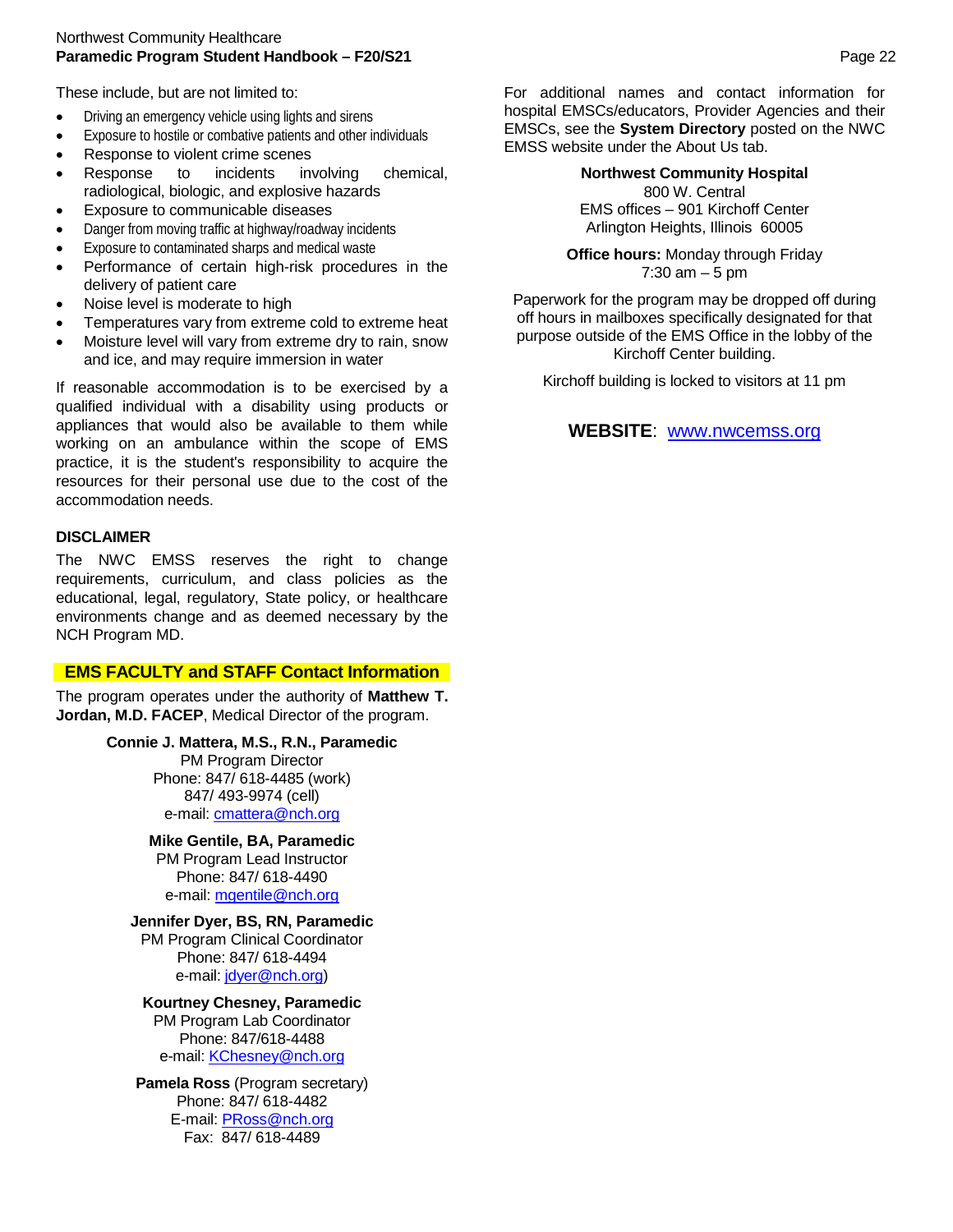These include, but are not limited to:

- Driving an emergency vehicle using lights and sirens
- Exposure to hostile or combative patients and other individuals
- Response to violent crime scenes
- Response to incidents involving chemical, radiological, biologic, and explosive hazards
- Exposure to communicable diseases
- Danger from moving traffic at highway/roadway incidents
- Exposure to contaminated sharps and medical waste
- Performance of certain high-risk procedures in the delivery of patient care
- Noise level is moderate to high
- Temperatures vary from extreme cold to extreme heat
- Moisture level will vary from extreme dry to rain, snow and ice, and may require immersion in water

If reasonable accommodation is to be exercised by a qualified individual with a disability using products or appliances that would also be available to them while working on an ambulance within the scope of EMS practice, it is the student's responsibility to acquire the resources for their personal use due to the cost of the accommodation needs.

**DISCLAIMER**

The NWC EMSS reserves the right to change requirements, curriculum, and class policies as the educational, legal, regulatory, State policy, or healthcare environments change and as deemed necessary by the NCH Program MD.

## EMS FACULTY and STAFF Contact Information

The program operates under the authority of **Matthew T. Jordan, M.D. FACEP**, Medical Director of the program.

**Connie J. Mattera, M.S., R.N., Paramedic**
PM Program Director
Phone: 847/ 618-4485 (work)
847/ 493-9974 (cell)
e-mail: cmattera@nch.org

**Mike Gentile, BA, Paramedic**
PM Program Lead Instructor
Phone: 847/ 618-4490
e-mail: mgentile@nch.org

**Jennifer Dyer, BS, RN, Paramedic**
PM Program Clinical Coordinator
Phone: 847/ 618-4494
e-mail: jdyer@nch.org)

**Kourtney Chesney, Paramedic**
PM Program Lab Coordinator
Phone: 847/618-4488
e-mail: KChesney@nch.org

**Pamela Ross** (Program secretary)
Phone: 847/ 618-4482
E-mail: PRoss@nch.org
Fax: 847/ 618-4489

For additional names and contact information for hospital EMSCs/educators, Provider Agencies and their EMSCs, see the **System Directory** posted on the NWC EMSS website under the About Us tab.

**Northwest Community Hospital**
800 W. Central
EMS offices – 901 Kirchoff Center
Arlington Heights, Illinois 60005

**Office hours:** Monday through Friday
7:30 am – 5 pm

Paperwork for the program may be dropped off during off hours in mailboxes specifically designated for that purpose outside of the EMS Office in the lobby of the Kirchoff Center building.

Kirchoff building is locked to visitors at 11 pm

**WEBSITE**: www.nwcemss.org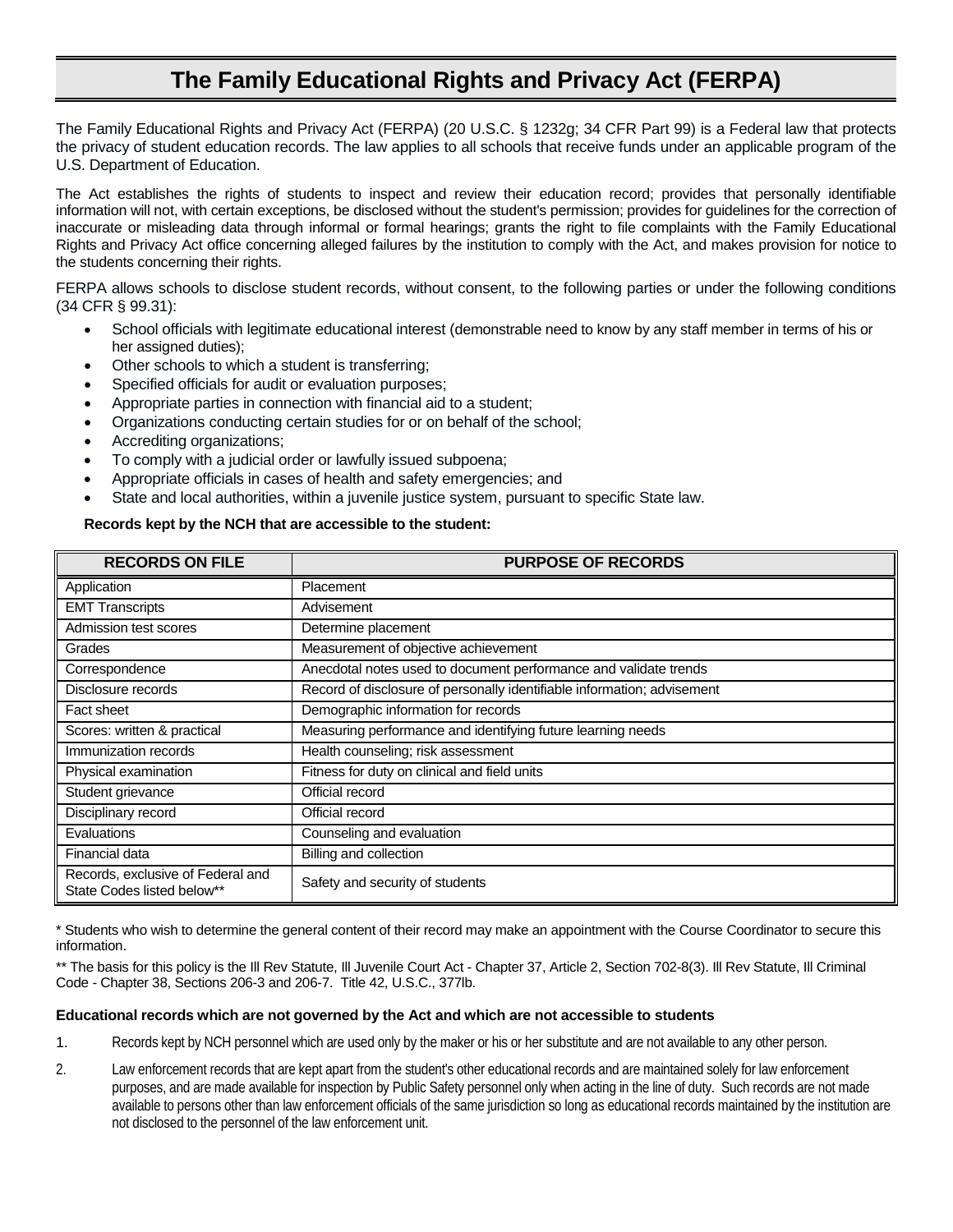# The Family Educational Rights and Privacy Act (FERPA)

The Family Educational Rights and Privacy Act (FERPA) (20 U.S.C. § 1232g; 34 CFR Part 99) is a Federal law that protects the privacy of student education records. The law applies to all schools that receive funds under an applicable program of the U.S. Department of Education.

The Act establishes the rights of students to inspect and review their education record; provides that personally identifiable information will not, with certain exceptions, be disclosed without the student's permission; provides for guidelines for the correction of inaccurate or misleading data through informal or formal hearings; grants the right to file complaints with the Family Educational Rights and Privacy Act office concerning alleged failures by the institution to comply with the Act, and makes provision for notice to the students concerning their rights.

FERPA allows schools to disclose student records, without consent, to the following parties or under the following conditions (34 CFR § 99.31):

- School officials with legitimate educational interest (demonstrable need to know by any staff member in terms of his or her assigned duties);
- Other schools to which a student is transferring;
- Specified officials for audit or evaluation purposes;
- Appropriate parties in connection with financial aid to a student;
- Organizations conducting certain studies for or on behalf of the school;
- Accrediting organizations;
- To comply with a judicial order or lawfully issued subpoena;
- Appropriate officials in cases of health and safety emergencies; and
- State and local authorities, within a juvenile justice system, pursuant to specific State law.

**Records kept by the NCH that are accessible to the student:**

| RECORDS ON FILE | PURPOSE OF RECORDS |
|---|---|
| Application | Placement |
| EMT Transcripts | Advisement |
| Admission test scores | Determine placement |
| Grades | Measurement of objective achievement |
| Correspondence | Anecdotal notes used to document performance and validate trends |
| Disclosure records | Record of disclosure of personally identifiable information; advisement |
| Fact sheet | Demographic information for records |
| Scores: written & practical | Measuring performance and identifying future learning needs |
| Immunization records | Health counseling; risk assessment |
| Physical examination | Fitness for duty on clinical and field units |
| Student grievance | Official record |
| Disciplinary record | Official record |
| Evaluations | Counseling and evaluation |
| Financial data | Billing and collection |
| Records, exclusive of Federal and State Codes listed below** | Safety and security of students |

* Students who wish to determine the general content of their record may make an appointment with the Course Coordinator to secure this information.

** The basis for this policy is the Ill Rev Statute, Ill Juvenile Court Act - Chapter 37, Article 2, Section 702-8(3). Ill Rev Statute, Ill Criminal Code - Chapter 38, Sections 206-3 and 206-7. Title 42, U.S.C., 377lb.

**Educational records which are not governed by the Act and which are not accessible to students**

1. Records kept by NCH personnel which are used only by the maker or his or her substitute and are not available to any other person.
2. Law enforcement records that are kept apart from the student's other educational records and are maintained solely for law enforcement purposes, and are made available for inspection by Public Safety personnel only when acting in the line of duty. Such records are not made available to persons other than law enforcement officials of the same jurisdiction so long as educational records maintained by the institution are not disclosed to the personnel of the law enforcement unit.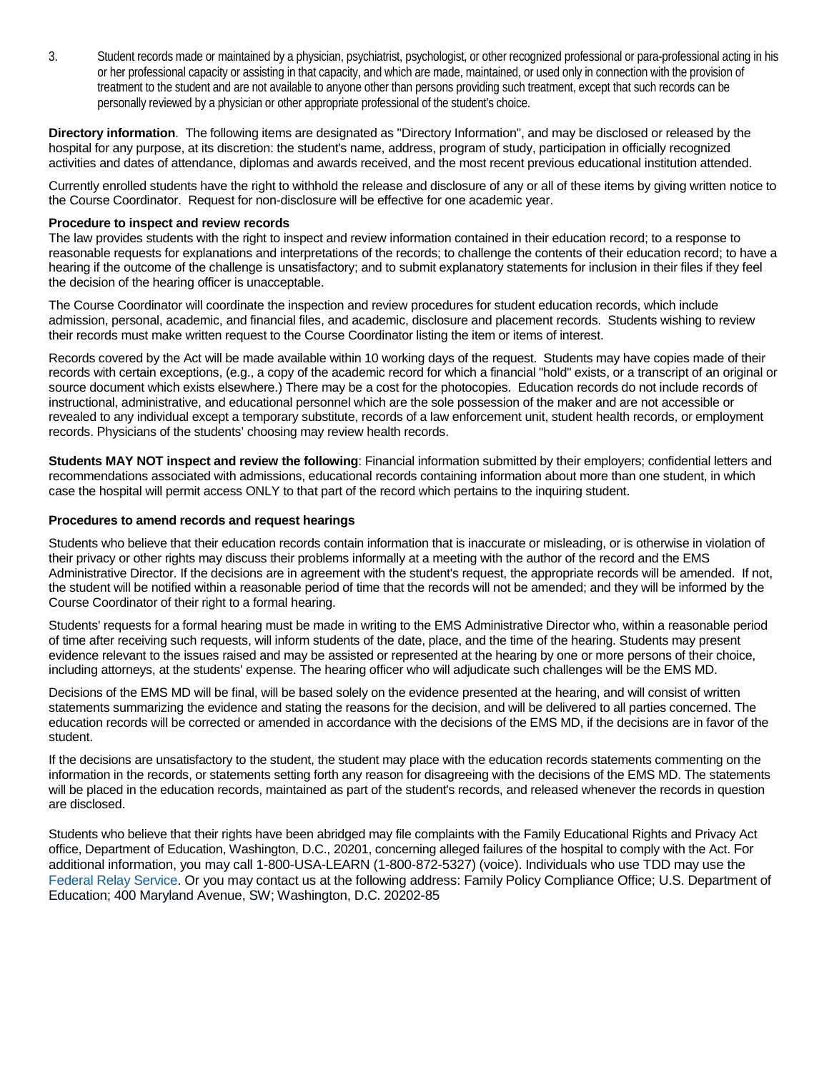3. Student records made or maintained by a physician, psychiatrist, psychologist, or other recognized professional or para-professional acting in his or her professional capacity or assisting in that capacity, and which are made, maintained, or used only in connection with the provision of treatment to the student and are not available to anyone other than persons providing such treatment, except that such records can be personally reviewed by a physician or other appropriate professional of the student's choice.

**Directory information**. The following items are designated as "Directory Information", and may be disclosed or released by the hospital for any purpose, at its discretion: the student's name, address, program of study, participation in officially recognized activities and dates of attendance, diplomas and awards received, and the most recent previous educational institution attended.

Currently enrolled students have the right to withhold the release and disclosure of any or all of these items by giving written notice to the Course Coordinator. Request for non-disclosure will be effective for one academic year.

**Procedure to inspect and review records**

The law provides students with the right to inspect and review information contained in their education record; to a response to reasonable requests for explanations and interpretations of the records; to challenge the contents of their education record; to have a hearing if the outcome of the challenge is unsatisfactory; and to submit explanatory statements for inclusion in their files if they feel the decision of the hearing officer is unacceptable.

The Course Coordinator will coordinate the inspection and review procedures for student education records, which include admission, personal, academic, and financial files, and academic, disclosure and placement records. Students wishing to review their records must make written request to the Course Coordinator listing the item or items of interest.

Records covered by the Act will be made available within 10 working days of the request. Students may have copies made of their records with certain exceptions, (e.g., a copy of the academic record for which a financial "hold" exists, or a transcript of an original or source document which exists elsewhere.) There may be a cost for the photocopies. Education records do not include records of instructional, administrative, and educational personnel which are the sole possession of the maker and are not accessible or revealed to any individual except a temporary substitute, records of a law enforcement unit, student health records, or employment records. Physicians of the students' choosing may review health records.

**Students MAY NOT inspect and review the following**: Financial information submitted by their employers; confidential letters and recommendations associated with admissions, educational records containing information about more than one student, in which case the hospital will permit access ONLY to that part of the record which pertains to the inquiring student.

**Procedures to amend records and request hearings**

Students who believe that their education records contain information that is inaccurate or misleading, or is otherwise in violation of their privacy or other rights may discuss their problems informally at a meeting with the author of the record and the EMS Administrative Director. If the decisions are in agreement with the student's request, the appropriate records will be amended. If not, the student will be notified within a reasonable period of time that the records will not be amended; and they will be informed by the Course Coordinator of their right to a formal hearing.

Students' requests for a formal hearing must be made in writing to the EMS Administrative Director who, within a reasonable period of time after receiving such requests, will inform students of the date, place, and the time of the hearing. Students may present evidence relevant to the issues raised and may be assisted or represented at the hearing by one or more persons of their choice, including attorneys, at the students' expense. The hearing officer who will adjudicate such challenges will be the EMS MD.

Decisions of the EMS MD will be final, will be based solely on the evidence presented at the hearing, and will consist of written statements summarizing the evidence and stating the reasons for the decision, and will be delivered to all parties concerned. The education records will be corrected or amended in accordance with the decisions of the EMS MD, if the decisions are in favor of the student.

If the decisions are unsatisfactory to the student, the student may place with the education records statements commenting on the information in the records, or statements setting forth any reason for disagreeing with the decisions of the EMS MD. The statements will be placed in the education records, maintained as part of the student's records, and released whenever the records in question are disclosed.

Students who believe that their rights have been abridged may file complaints with the Family Educational Rights and Privacy Act office, Department of Education, Washington, D.C., 20201, concerning alleged failures of the hospital to comply with the Act. For additional information, you may call 1-800-USA-LEARN (1-800-872-5327) (voice). Individuals who use TDD may use the Federal Relay Service. Or you may contact us at the following address: Family Policy Compliance Office; U.S. Department of Education; 400 Maryland Avenue, SW; Washington, D.C. 20202-85